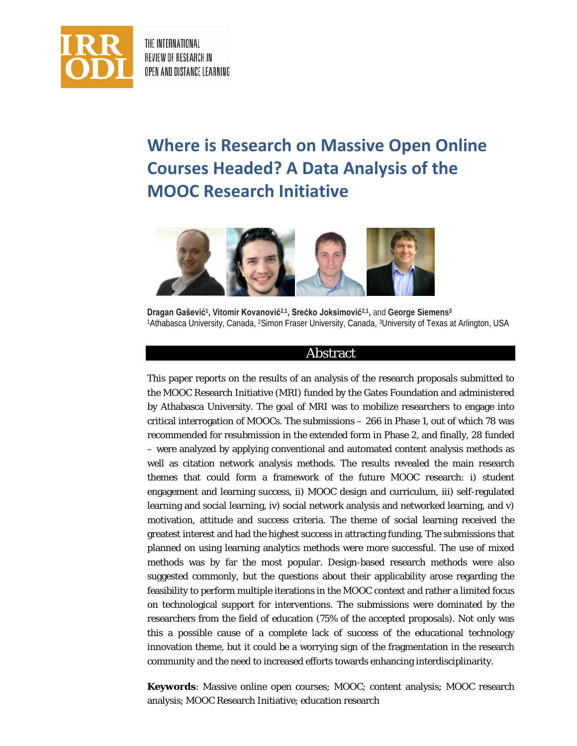# Where is Research on Massive Open Online Courses Headed? A Data Analysis of the MOOC Research Initiative

**Dragan Gašević**[1], **Vitomir Kovanović**[2,1], **Srećko Joksimović**[2,1], and **George Siemens**[3]
[1]Athabasca University, Canada, [2]Simon Fraser University, Canada, [3]University of Texas at Arlington, USA

## Abstract

This paper reports on the results of an analysis of the research proposals submitted to the MOOC Research Initiative (MRI) funded by the Gates Foundation and administered by Athabasca University. The goal of MRI was to mobilize researchers to engage into critical interrogation of MOOCs. The submissions – 266 in Phase 1, out of which 78 was recommended for resubmission in the extended form in Phase 2, and finally, 28 funded – were analyzed by applying conventional and automated content analysis methods as well as citation network analysis methods. The results revealed the main research themes that could form a framework of the future MOOC research: i) student engagement and learning success, ii) MOOC design and curriculum, iii) self-regulated learning and social learning, iv) social network analysis and networked learning, and v) motivation, attitude and success criteria. The theme of social learning received the greatest interest and had the highest success in attracting funding. The submissions that planned on using learning analytics methods were more successful. The use of mixed methods was by far the most popular. Design-based research methods were also suggested commonly, but the questions about their applicability arose regarding the feasibility to perform multiple iterations in the MOOC context and rather a limited focus on technological support for interventions. The submissions were dominated by the researchers from the field of education (75% of the accepted proposals). Not only was this a possible cause of a complete lack of success of the educational technology innovation theme, but it could be a worrying sign of the fragmentation in the research community and the need to increased efforts towards enhancing interdisciplinarity.

**Keywords**: Massive online open courses; MOOC; content analysis; MOOC research analysis; MOOC Research Initiative; education research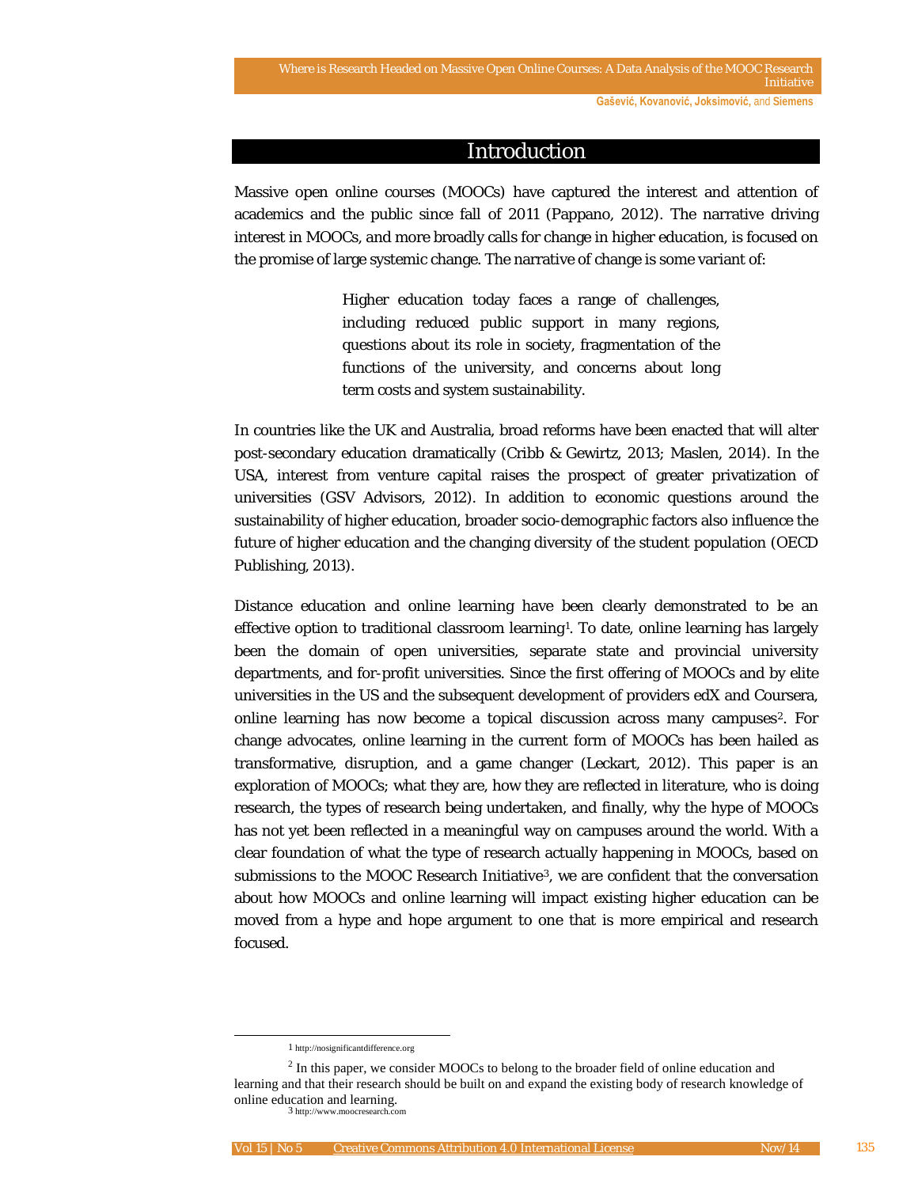## Introduction

Massive open online courses (MOOCs) have captured the interest and attention of academics and the public since fall of 2011 (Pappano, 2012). The narrative driving interest in MOOCs, and more broadly calls for change in higher education, is focused on the promise of large systemic change. The narrative of change is some variant of:

> Higher education today faces a range of challenges, including reduced public support in many regions, questions about its role in society, fragmentation of the functions of the university, and concerns about long term costs and system sustainability.

In countries like the UK and Australia, broad reforms have been enacted that will alter post-secondary education dramatically (Cribb & Gewirtz, 2013; Maslen, 2014). In the USA, interest from venture capital raises the prospect of greater privatization of universities (GSV Advisors, 2012). In addition to economic questions around the sustainability of higher education, broader socio-demographic factors also influence the future of higher education and the changing diversity of the student population (OECD Publishing, 2013).

Distance education and online learning have been clearly demonstrated to be an effective option to traditional classroom learning[1]. To date, online learning has largely been the domain of open universities, separate state and provincial university departments, and for-profit universities. Since the first offering of MOOCs and by elite universities in the US and the subsequent development of providers edX and Coursera, online learning has now become a topical discussion across many campuses[2]. For change advocates, online learning in the current form of MOOCs has been hailed as transformative, disruption, and a game changer (Leckart, 2012). This paper is an exploration of MOOCs; what they are, how they are reflected in literature, who is doing research, the types of research being undertaken, and finally, why the hype of MOOCs has not yet been reflected in a meaningful way on campuses around the world. With a clear foundation of what the type of research actually happening in MOOCs, based on submissions to the MOOC Research Initiative[3], we are confident that the conversation about how MOOCs and online learning will impact existing higher education can be moved from a hype and hope argument to one that is more empirical and research focused.

---

[1] http://nosignificantdifference.org

[2] In this paper, we consider MOOCs to belong to the broader field of online education and learning and that their research should be built on and expand the existing body of research knowledge of online education and learning.

[3] http://www.moocresearch.com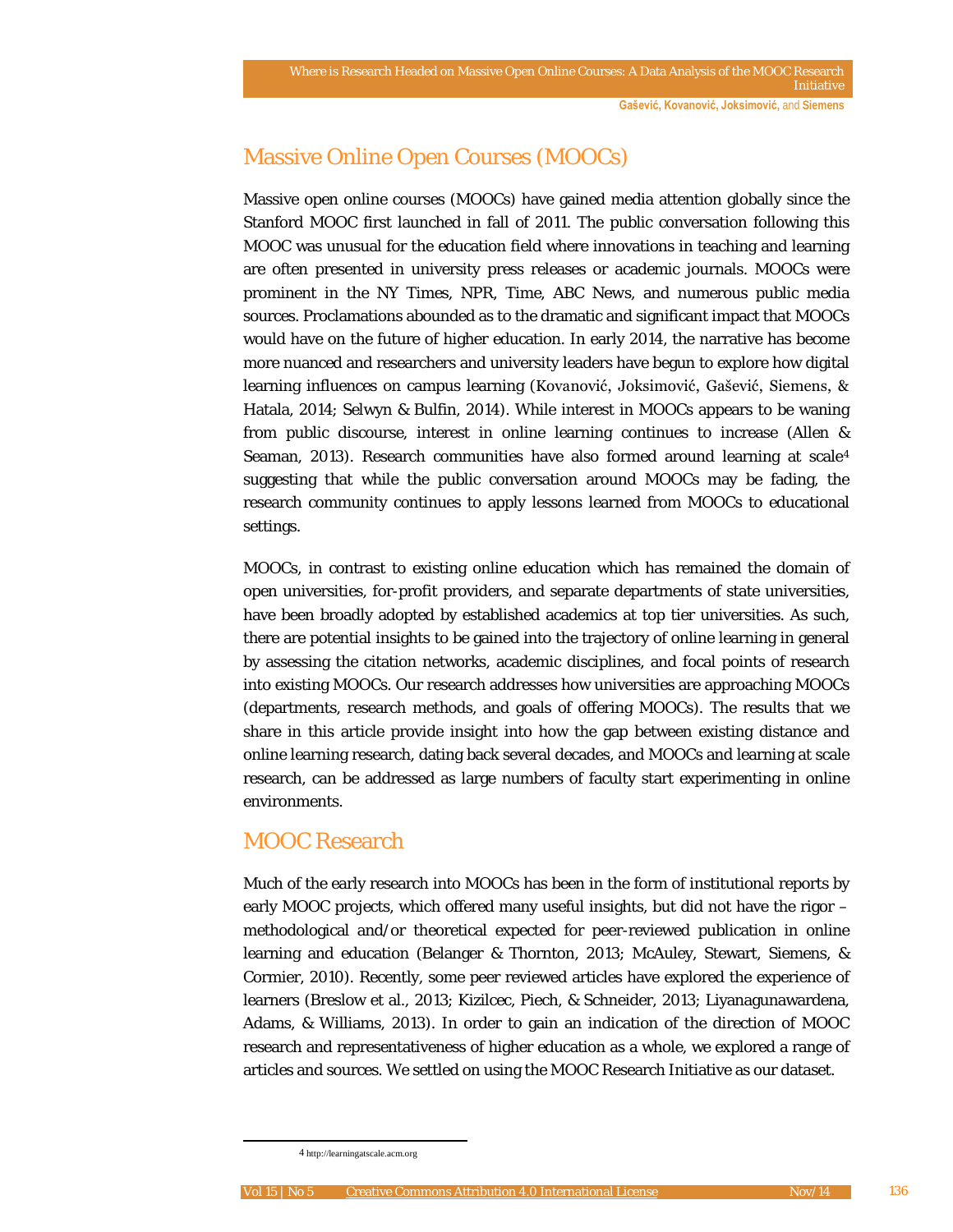## Massive Online Open Courses (MOOCs)

Massive open online courses (MOOCs) have gained media attention globally since the Stanford MOOC first launched in fall of 2011. The public conversation following this MOOC was unusual for the education field where innovations in teaching and learning are often presented in university press releases or academic journals. MOOCs were prominent in the NY Times, NPR, Time, ABC News, and numerous public media sources. Proclamations abounded as to the dramatic and significant impact that MOOCs would have on the future of higher education. In early 2014, the narrative has become more nuanced and researchers and university leaders have begun to explore how digital learning influences on campus learning (Kovanović, Joksimović, Gašević, Siemens, & Hatala, 2014; Selwyn & Bulfin, 2014). While interest in MOOCs appears to be waning from public discourse, interest in online learning continues to increase (Allen & Seaman, 2013). Research communities have also formed around learning at scale[4] suggesting that while the public conversation around MOOCs may be fading, the research community continues to apply lessons learned from MOOCs to educational settings.

MOOCs, in contrast to existing online education which has remained the domain of open universities, for-profit providers, and separate departments of state universities, have been broadly adopted by established academics at top tier universities. As such, there are potential insights to be gained into the trajectory of online learning in general by assessing the citation networks, academic disciplines, and focal points of research into existing MOOCs. Our research addresses how universities are approaching MOOCs (departments, research methods, and goals of offering MOOCs). The results that we share in this article provide insight into how the gap between existing distance and online learning research, dating back several decades, and MOOCs and learning at scale research, can be addressed as large numbers of faculty start experimenting in online environments.

## MOOC Research

Much of the early research into MOOCs has been in the form of institutional reports by early MOOC projects, which offered many useful insights, but did not have the rigor – methodological and/or theoretical expected for peer-reviewed publication in online learning and education (Belanger & Thornton, 2013; McAuley, Stewart, Siemens, & Cormier, 2010). Recently, some peer reviewed articles have explored the experience of learners (Breslow et al., 2013; Kizilcec, Piech, & Schneider, 2013; Liyanagunawardena, Adams, & Williams, 2013). In order to gain an indication of the direction of MOOC research and representativeness of higher education as a whole, we explored a range of articles and sources. We settled on using the MOOC Research Initiative as our dataset.

---

[4] http://learningatscale.acm.org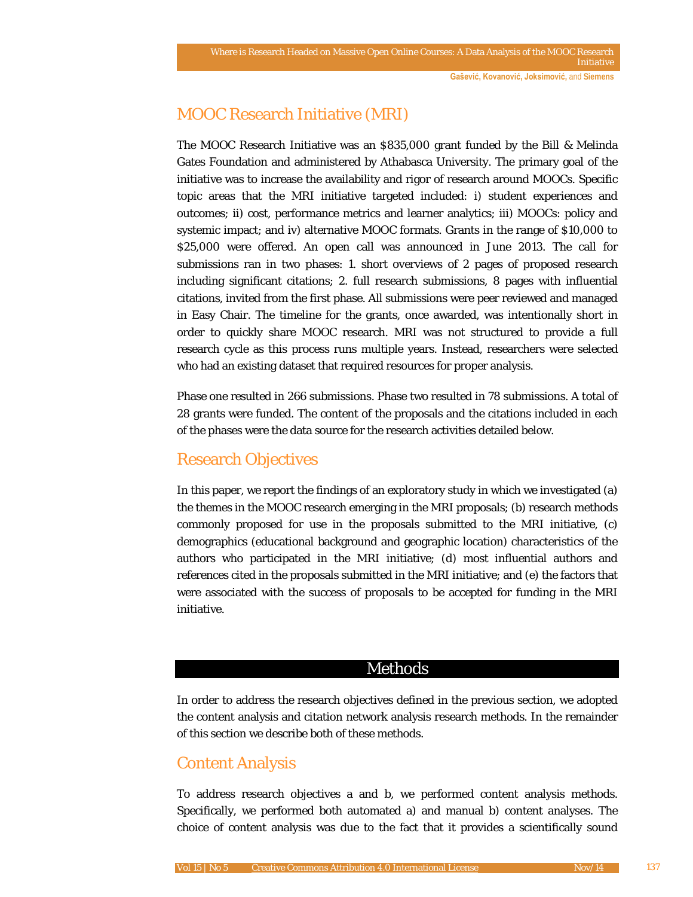## MOOC Research Initiative (MRI)

The MOOC Research Initiative was an $835,000 grant funded by the Bill & Melinda Gates Foundation and administered by Athabasca University. The primary goal of the initiative was to increase the availability and rigor of research around MOOCs. Specific topic areas that the MRI initiative targeted included: i) student experiences and outcomes; ii) cost, performance metrics and learner analytics; iii) MOOCs: policy and systemic impact; and iv) alternative MOOC formats. Grants in the range of $10,000 to $25,000 were offered. An open call was announced in June 2013. The call for submissions ran in two phases: 1. short overviews of 2 pages of proposed research including significant citations; 2. full research submissions, 8 pages with influential citations, invited from the first phase. All submissions were peer reviewed and managed in Easy Chair. The timeline for the grants, once awarded, was intentionally short in order to quickly share MOOC research. MRI was not structured to provide a full research cycle as this process runs multiple years. Instead, researchers were selected who had an existing dataset that required resources for proper analysis.

Phase one resulted in 266 submissions. Phase two resulted in 78 submissions. A total of 28 grants were funded. The content of the proposals and the citations included in each of the phases were the data source for the research activities detailed below.

## Research Objectives

In this paper, we report the findings of an exploratory study in which we investigated (a) the themes in the MOOC research emerging in the MRI proposals; (b) research methods commonly proposed for use in the proposals submitted to the MRI initiative, (c) demographics (educational background and geographic location) characteristics of the authors who participated in the MRI initiative; (d) most influential authors and references cited in the proposals submitted in the MRI initiative; and (e) the factors that were associated with the success of proposals to be accepted for funding in the MRI initiative.

# Methods

In order to address the research objectives defined in the previous section, we adopted the content analysis and citation network analysis research methods. In the remainder of this section we describe both of these methods.

## Content Analysis

To address research objectives a and b, we performed content analysis methods. Specifically, we performed both automated a) and manual b) content analyses. The choice of content analysis was due to the fact that it provides a scientifically sound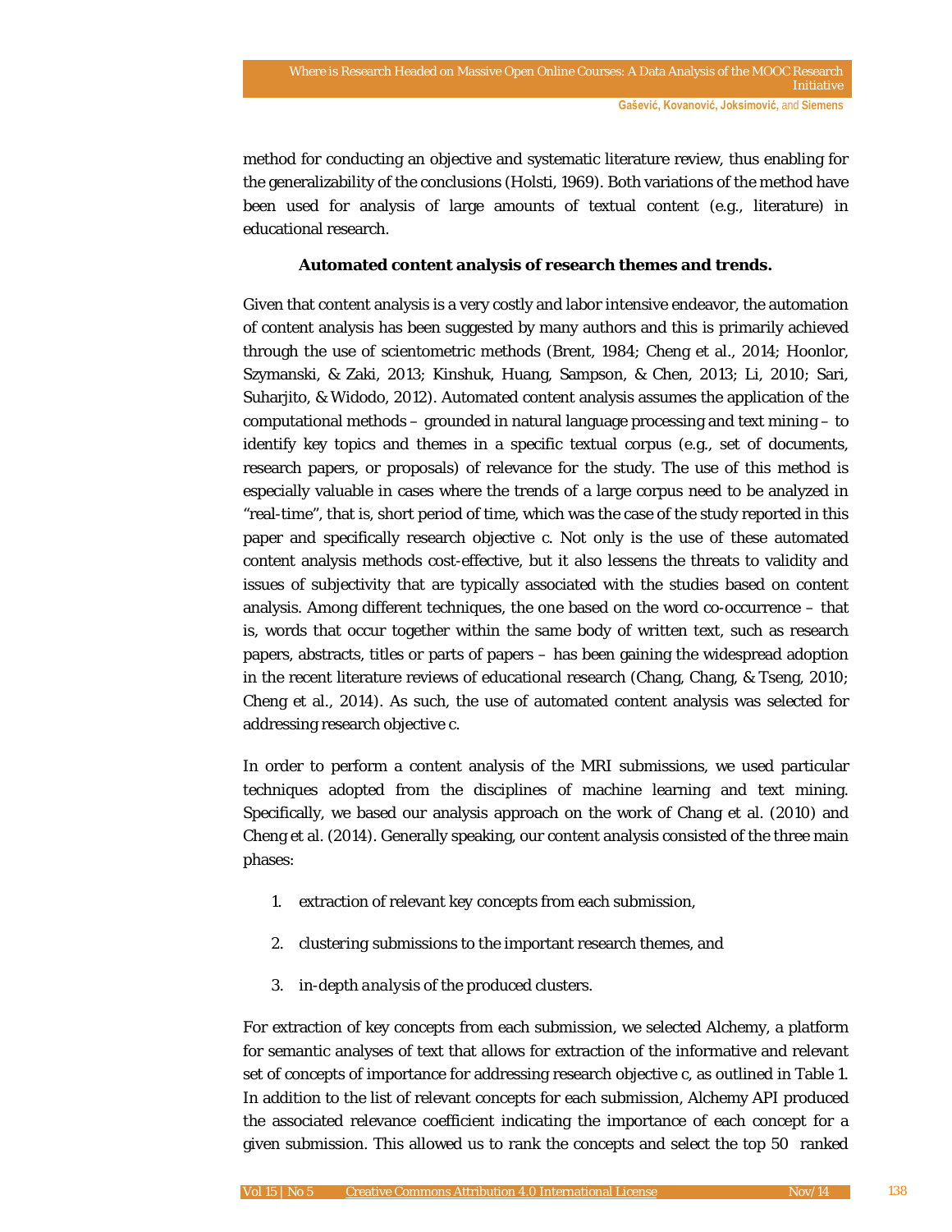method for conducting an objective and systematic literature review, thus enabling for the generalizability of the conclusions (Holsti, 1969). Both variations of the method have been used for analysis of large amounts of textual content (e.g., literature) in educational research.

**Automated content analysis of research themes and trends.**

Given that content analysis is a very costly and labor intensive endeavor, the automation of content analysis has been suggested by many authors and this is primarily achieved through the use of scientometric methods (Brent, 1984; Cheng et al., 2014; Hoonlor, Szymanski, & Zaki, 2013; Kinshuk, Huang, Sampson, & Chen, 2013; Li, 2010; Sari, Suharjito, & Widodo, 2012). Automated content analysis assumes the application of the computational methods – grounded in natural language processing and text mining – to identify key topics and themes in a specific textual corpus (e.g., set of documents, research papers, or proposals) of relevance for the study. The use of this method is especially valuable in cases where the trends of a large corpus need to be analyzed in "real-time", that is, short period of time, which was the case of the study reported in this paper and specifically research objective c. Not only is the use of these automated content analysis methods cost-effective, but it also lessens the threats to validity and issues of subjectivity that are typically associated with the studies based on content analysis. Among different techniques, the one based on the word co-occurrence – that is, words that occur together within the same body of written text, such as research papers, abstracts, titles or parts of papers – has been gaining the widespread adoption in the recent literature reviews of educational research (Chang, Chang, & Tseng, 2010; Cheng et al., 2014). As such, the use of automated content analysis was selected for addressing research objective c.

In order to perform a content analysis of the MRI submissions, we used particular techniques adopted from the disciplines of machine learning and text mining. Specifically, we based our analysis approach on the work of Chang et al. (2010) and Cheng et al. (2014). Generally speaking, our content analysis consisted of the three main phases:

1. extraction of relevant key concepts from each submission,
2. clustering submissions to the important research themes, and
3. *in-depth analysis* of the produced clusters.

For extraction of key concepts from each submission, we selected Alchemy, a platform for semantic analyses of text that allows for extraction of the informative and relevant set of concepts of importance for addressing research objective c, as outlined in Table 1. In addition to the list of relevant concepts for each submission, Alchemy API produced the associated relevance coefficient indicating the importance of each concept for a given submission. This allowed us to rank the concepts and select the top 50 ranked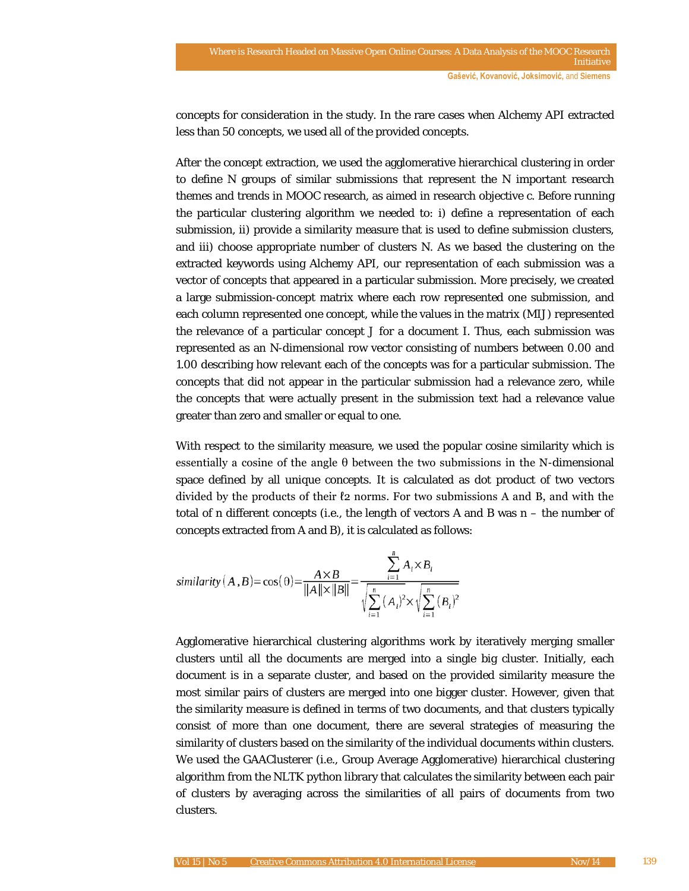concepts for consideration in the study. In the rare cases when Alchemy API extracted less than 50 concepts, we used all of the provided concepts.

After the concept extraction, we used the agglomerative hierarchical clustering in order to define N groups of similar submissions that represent the N important research themes and trends in MOOC research, as aimed in research objective c. Before running the particular clustering algorithm we needed to: i) define a representation of each submission, ii) provide a similarity measure that is used to define submission clusters, and iii) choose appropriate number of clusters N. As we based the clustering on the extracted keywords using Alchemy API, our representation of each submission was a vector of concepts that appeared in a particular submission. More precisely, we created a large submission-concept matrix where each row represented one submission, and each column represented one concept, while the values in the matrix (MIJ) represented the relevance of a particular concept J for a document I. Thus, each submission was represented as an N-dimensional row vector consisting of numbers between 0.00 and 1.00 describing how relevant each of the concepts was for a particular submission. The concepts that did not appear in the particular submission had a relevance zero, while the concepts that were actually present in the submission text had a relevance value greater than zero and smaller or equal to one.

With respect to the similarity measure, we used the popular cosine similarity which is essentially a cosine of the angle θ between the two submissions in the N-dimensional space defined by all unique concepts. It is calculated as dot product of two vectors divided by the products of their ℓ2 norms. For two submissions A and B, and with the total of n different concepts (i.e., the length of vectors A and B was n – the number of concepts extracted from A and B), it is calculated as follows:

$$similarity(A,B) = \cos(\theta) = \frac{A \times B}{\|A\| \times \|B\|} = \frac{\sum_{i=1}^{n} A_i \times B_i}{\sqrt{\sum_{i=1}^{n} (A_i)^2} \times \sqrt{\sum_{i=1}^{n} (B_i)^2}}$$

Agglomerative hierarchical clustering algorithms work by iteratively merging smaller clusters until all the documents are merged into a single big cluster. Initially, each document is in a separate cluster, and based on the provided similarity measure the most similar pairs of clusters are merged into one bigger cluster. However, given that the similarity measure is defined in terms of two documents, and that clusters typically consist of more than one document, there are several strategies of measuring the similarity of clusters based on the similarity of the individual documents within clusters. We used the GAAClusterer (i.e., Group Average Agglomerative) hierarchical clustering algorithm from the NLTK python library that calculates the similarity between each pair of clusters by averaging across the similarities of all pairs of documents from two clusters.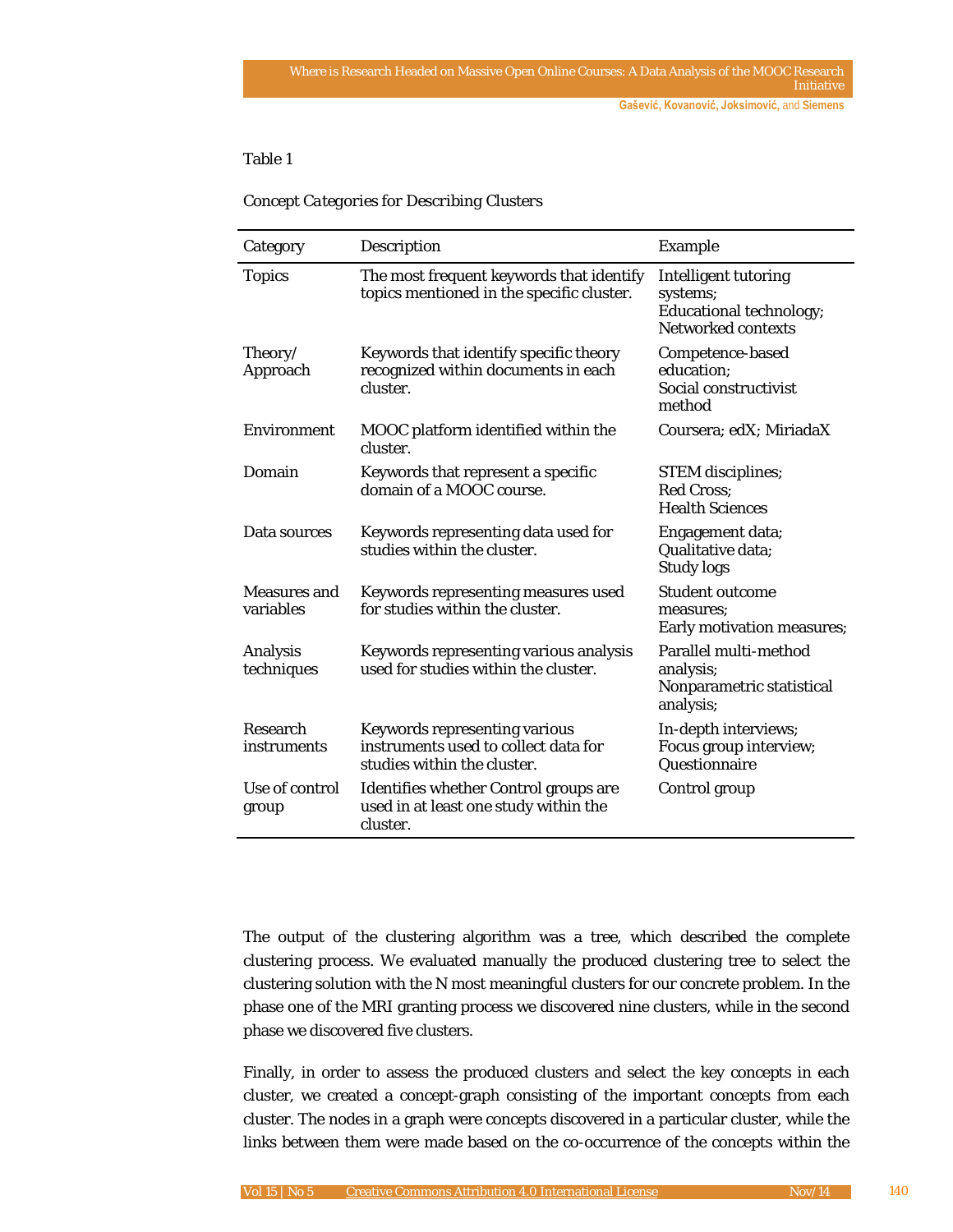Table 1

*Concept Categories for Describing Clusters*

| Category | Description | Example |
|---|---|---|
| Topics | The most frequent keywords that identify topics mentioned in the specific cluster. | Intelligent tutoring systems; Educational technology; Networked contexts |
| Theory/ Approach | Keywords that identify specific theory recognized within documents in each cluster. | Competence-based education; Social constructivist method |
| Environment | MOOC platform identified within the cluster. | Coursera; edX; MiriadaX |
| Domain | Keywords that represent a specific domain of a MOOC course. | STEM disciplines; Red Cross; Health Sciences |
| Data sources | Keywords representing data used for studies within the cluster. | Engagement data; Qualitative data; Study logs |
| Measures and variables | Keywords representing measures used for studies within the cluster. | Student outcome measures; Early motivation measures; |
| Analysis techniques | Keywords representing various analysis used for studies within the cluster. | Parallel multi-method analysis; Nonparametric statistical analysis; |
| Research instruments | Keywords representing various instruments used to collect data for studies within the cluster. | In-depth interviews; Focus group interview; Questionnaire |
| Use of control group | Identifies whether Control groups are used in at least one study within the cluster. | Control group |

The output of the clustering algorithm was a tree, which described the complete clustering process. We evaluated manually the produced clustering tree to select the clustering solution with the N most meaningful clusters for our concrete problem. In the phase one of the MRI granting process we discovered nine clusters, while in the second phase we discovered five clusters.

Finally, in order to assess the produced clusters and select the key concepts in each cluster, we created a concept-graph consisting of the important concepts from each cluster. The nodes in a graph were concepts discovered in a particular cluster, while the links between them were made based on the co-occurrence of the concepts within the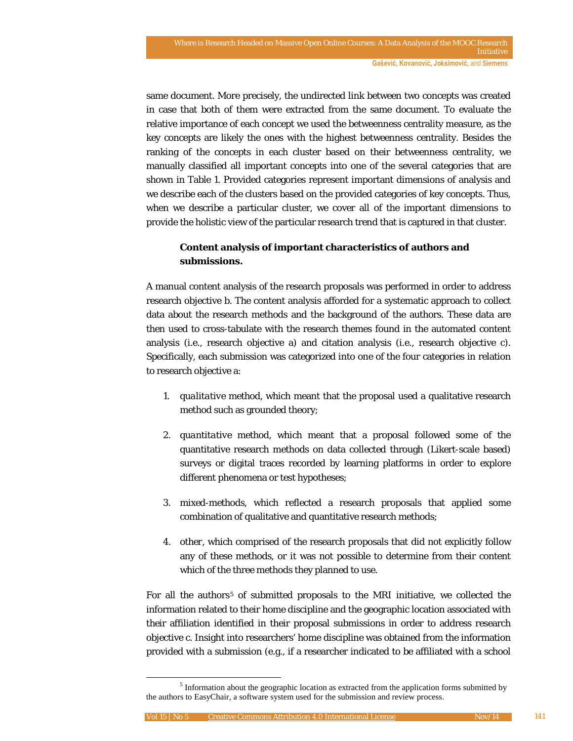same document. More precisely, the undirected link between two concepts was created in case that both of them were extracted from the same document. To evaluate the relative importance of each concept we used the betweenness centrality measure, as the key concepts are likely the ones with the highest betweenness centrality. Besides the ranking of the concepts in each cluster based on their betweenness centrality, we manually classified all important concepts into one of the several categories that are shown in Table 1. Provided categories represent important dimensions of analysis and we describe each of the clusters based on the provided categories of key concepts. Thus, when we describe a particular cluster, we cover all of the important dimensions to provide the holistic view of the particular research trend that is captured in that cluster.

**Content analysis of important characteristics of authors and submissions.**

A manual content analysis of the research proposals was performed in order to address research objective b. The content analysis afforded for a systematic approach to collect data about the research methods and the background of the authors. These data are then used to cross-tabulate with the research themes found in the automated content analysis (i.e., research objective a) and citation analysis (i.e., research objective c). Specifically, each submission was categorized into one of the four categories in relation to research objective a:

1. *qualitative* method, which meant that the proposal used a qualitative research method such as grounded theory;
2. *quantitative* method, which meant that a proposal followed some of the quantitative research methods on data collected through (Likert-scale based) surveys or digital traces recorded by learning platforms in order to explore different phenomena or test hypotheses;
3. mixed-methods, which reflected a research proposals that applied some combination of qualitative and quantitative research methods;
4. other, which comprised of the research proposals that did not explicitly follow any of these methods, or it was not possible to determine from their content which of the three methods they planned to use.

For all the authors[5] of submitted proposals to the MRI initiative, we collected the information related to their home discipline and the geographic location associated with their affiliation identified in their proposal submissions in order to address research objective c. Insight into researchers' home discipline was obtained from the information provided with a submission (e.g., if a researcher indicated to be affiliated with a school

[5] Information about the geographic location as extracted from the application forms submitted by the authors to EasyChair, a software system used for the submission and review process.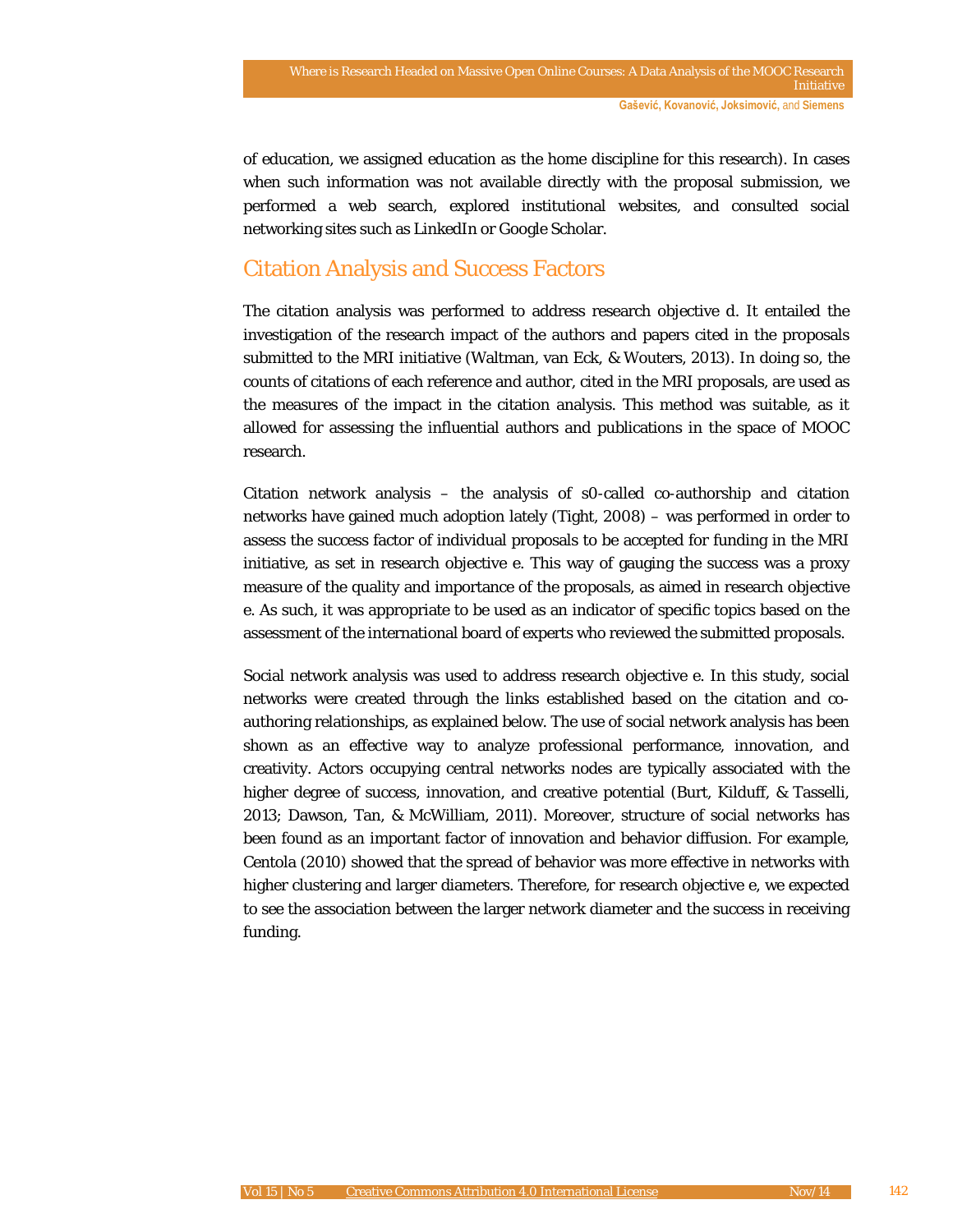of education, we assigned education as the home discipline for this research). In cases when such information was not available directly with the proposal submission, we performed a web search, explored institutional websites, and consulted social networking sites such as LinkedIn or Google Scholar.

## Citation Analysis and Success Factors

The citation analysis was performed to address research objective d. It entailed the investigation of the research impact of the authors and papers cited in the proposals submitted to the MRI initiative (Waltman, van Eck, & Wouters, 2013). In doing so, the counts of citations of each reference and author, cited in the MRI proposals, are used as the measures of the impact in the citation analysis. This method was suitable, as it allowed for assessing the influential authors and publications in the space of MOOC research.

Citation network analysis – the analysis of s0-called co-authorship and citation networks have gained much adoption lately (Tight, 2008) – was performed in order to assess the success factor of individual proposals to be accepted for funding in the MRI initiative, as set in research objective e. This way of gauging the success was a proxy measure of the quality and importance of the proposals, as aimed in research objective e. As such, it was appropriate to be used as an indicator of specific topics based on the assessment of the international board of experts who reviewed the submitted proposals.

Social network analysis was used to address research objective e. In this study, social networks were created through the links established based on the citation and co-authoring relationships, as explained below. The use of social network analysis has been shown as an effective way to analyze professional performance, innovation, and creativity. Actors occupying central networks nodes are typically associated with the higher degree of success, innovation, and creative potential (Burt, Kilduff, & Tasselli, 2013; Dawson, Tan, & McWilliam, 2011). Moreover, structure of social networks has been found as an important factor of innovation and behavior diffusion. For example, Centola (2010) showed that the spread of behavior was more effective in networks with higher clustering and larger diameters. Therefore, for research objective e, we expected to see the association between the larger network diameter and the success in receiving funding.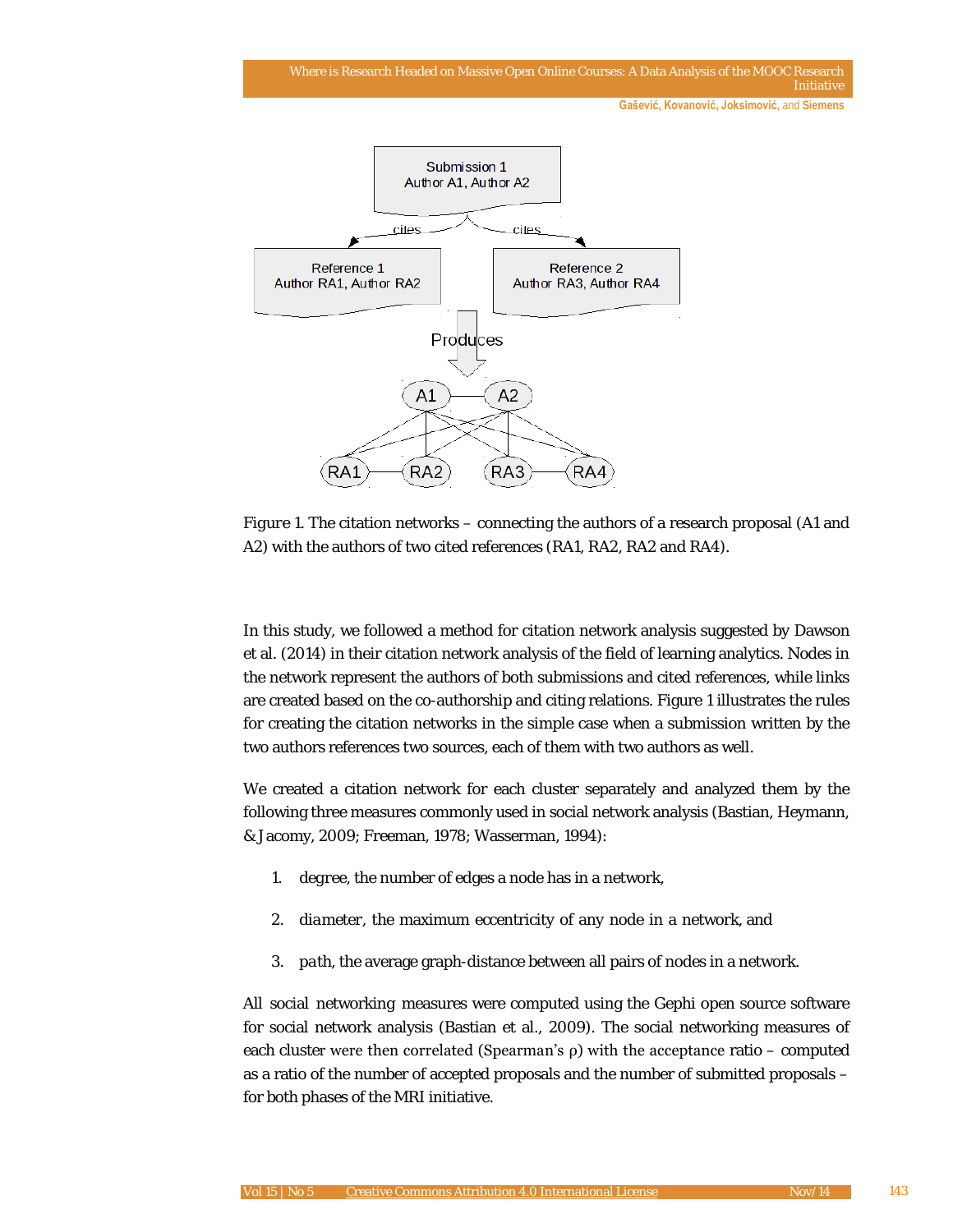Figure 1. The citation networks – connecting the authors of a research proposal (A1 and A2) with the authors of two cited references (RA1, RA2, RA2 and RA4).

In this study, we followed a method for citation network analysis suggested by Dawson et al. (2014) in their citation network analysis of the field of learning analytics. Nodes in the network represent the authors of both submissions and cited references, while links are created based on the co-authorship and citing relations. Figure 1 illustrates the rules for creating the citation networks in the simple case when a submission written by the two authors references two sources, each of them with two authors as well.

We created a citation network for each cluster separately and analyzed them by the following three measures commonly used in social network analysis (Bastian, Heymann, & Jacomy, 2009; Freeman, 1978; Wasserman, 1994):

1. *degree*, the number of edges a node has in a network,
2. *diameter*, the maximum eccentricity of any node in a network, and
3. *path*, the average graph-distance between all pairs of nodes in a network.

All social networking measures were computed using the Gephi open source software for social network analysis (Bastian et al., 2009). The social networking measures of each cluster were then correlated (Spearman's ρ) with the acceptance ratio – computed as a ratio of the number of accepted proposals and the number of submitted proposals – for both phases of the MRI initiative.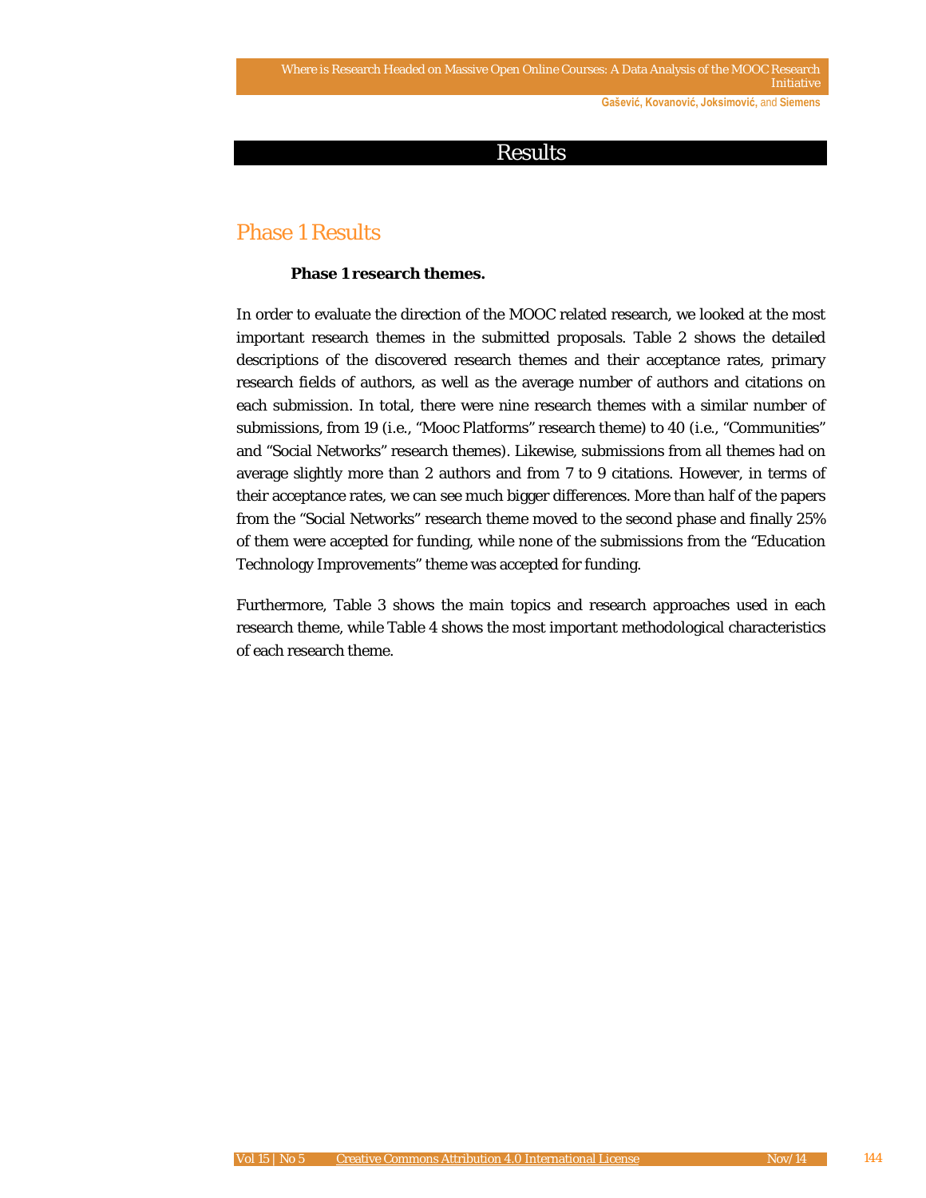# Results

## Phase 1 Results

### Phase 1 research themes.

In order to evaluate the direction of the MOOC related research, we looked at the most important research themes in the submitted proposals. Table 2 shows the detailed descriptions of the discovered research themes and their acceptance rates, primary research fields of authors, as well as the average number of authors and citations on each submission. In total, there were nine research themes with a similar number of submissions, from 19 (i.e., "Mooc Platforms" research theme) to 40 (i.e., "Communities" and "Social Networks" research themes). Likewise, submissions from all themes had on average slightly more than 2 authors and from 7 to 9 citations. However, in terms of their acceptance rates, we can see much bigger differences. More than half of the papers from the "Social Networks" research theme moved to the second phase and finally 25% of them were accepted for funding, while none of the submissions from the "Education Technology Improvements" theme was accepted for funding.

Furthermore, Table 3 shows the main topics and research approaches used in each research theme, while Table 4 shows the most important methodological characteristics of each research theme.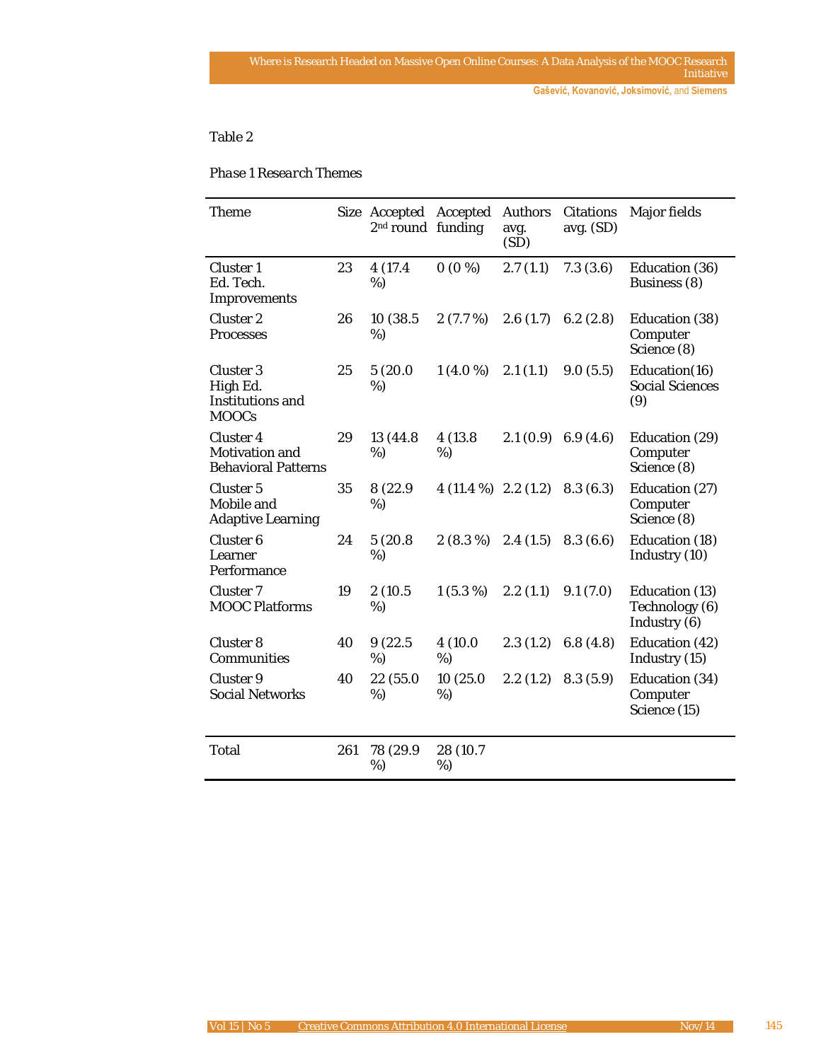Table 2

*Phase 1 Research Themes*

| Theme | Size | Accepted 2nd round | Accepted funding | Authors avg. (SD) | Citations avg. (SD) | Major fields |
|---|---|---|---|---|---|---|
| Cluster 1 Ed. Tech. Improvements | 23 | 4 (17.4 %) | 0 (0 %) | 2.7 (1.1) | 7.3 (3.6) | Education (36) Business (8) |
| Cluster 2 Processes | 26 | 10 (38.5 %) | 2 (7.7 %) | 2.6 (1.7) | 6.2 (2.8) | Education (38) Computer Science (8) |
| Cluster 3 High Ed. Institutions and MOOCs | 25 | 5 (20.0 %) | 1 (4.0 %) | 2.1 (1.1) | 9.0 (5.5) | Education(16) Social Sciences (9) |
| Cluster 4 Motivation and Behavioral Patterns | 29 | 13 (44.8 %) | 4 (13.8 %) | 2.1 (0.9) | 6.9 (4.6) | Education (29) Computer Science (8) |
| Cluster 5 Mobile and Adaptive Learning | 35 | 8 (22.9 %) | 4 (11.4 %) | 2.2 (1.2) | 8.3 (6.3) | Education (27) Computer Science (8) |
| Cluster 6 Learner Performance | 24 | 5 (20.8 %) | 2 (8.3 %) | 2.4 (1.5) | 8.3 (6.6) | Education (18) Industry (10) |
| Cluster 7 MOOC Platforms | 19 | 2 (10.5 %) | 1 (5.3 %) | 2.2 (1.1) | 9.1 (7.0) | Education (13) Technology (6) Industry (6) |
| Cluster 8 Communities | 40 | 9 (22.5 %) | 4 (10.0 %) | 2.3 (1.2) | 6.8 (4.8) | Education (42) Industry (15) |
| Cluster 9 Social Networks | 40 | 22 (55.0 %) | 10 (25.0 %) | 2.2 (1.2) | 8.3 (5.9) | Education (34) Computer Science (15) |
| Total | 261 | 78 (29.9 %) | 28 (10.7 %) | | | |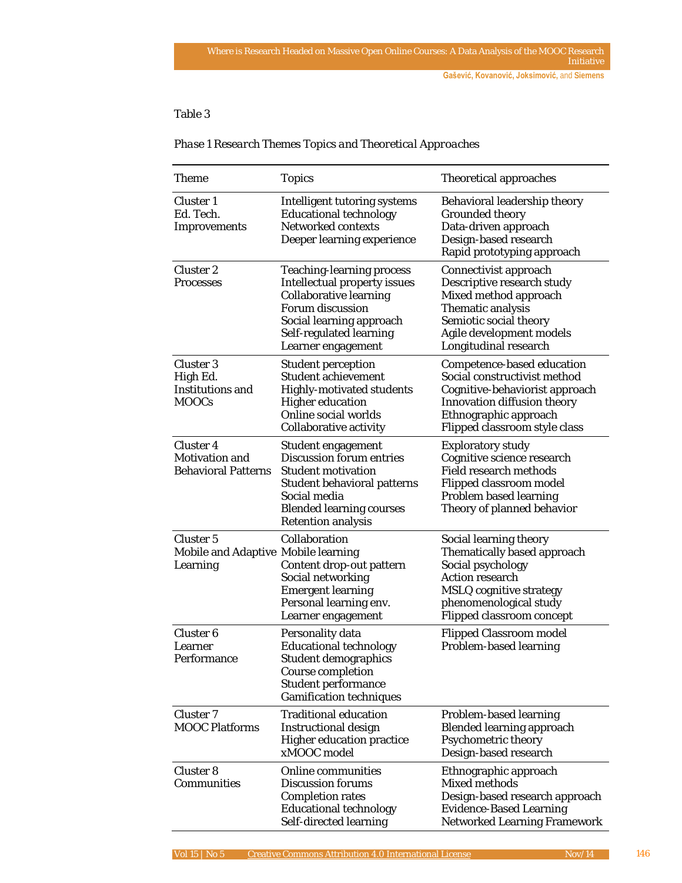Table 3

*Phase 1 Research Themes Topics and Theoretical Approaches*

| Theme | Topics | Theoretical approaches |
|---|---|---|
| Cluster 1<br>Ed. Tech. Improvements | Intelligent tutoring systems<br>Educational technology<br>Networked contexts<br>Deeper learning experience | Behavioral leadership theory<br>Grounded theory<br>Data-driven approach<br>Design-based research<br>Rapid prototyping approach |
| Cluster 2<br>Processes | Teaching-learning process<br>Intellectual property issues<br>Collaborative learning<br>Forum discussion<br>Social learning approach<br>Self-regulated learning<br>Learner engagement | Connectivist approach<br>Descriptive research study<br>Mixed method approach<br>Thematic analysis<br>Semiotic social theory<br>Agile development models<br>Longitudinal research |
| Cluster 3<br>High Ed. Institutions and MOOCs | Student perception<br>Student achievement<br>Highly-motivated students<br>Higher education<br>Online social worlds<br>Collaborative activity | Competence-based education<br>Social constructivist method<br>Cognitive-behaviorist approach<br>Innovation diffusion theory<br>Ethnographic approach<br>Flipped classroom style class |
| Cluster 4<br>Motivation and Behavioral Patterns | Student engagement<br>Discussion forum entries<br>Student motivation<br>Student behavioral patterns<br>Social media<br>Blended learning courses<br>Retention analysis | Exploratory study<br>Cognitive science research<br>Field research methods<br>Flipped classroom model<br>Problem based learning<br>Theory of planned behavior |
| Cluster 5<br>Mobile and Adaptive Learning | Collaboration<br>Mobile learning<br>Content drop-out pattern<br>Social networking<br>Emergent learning<br>Personal learning env.<br>Learner engagement | Social learning theory<br>Thematically based approach<br>Social psychology<br>Action research<br>MSLQ cognitive strategy<br>phenomenological study<br>Flipped classroom concept |
| Cluster 6<br>Learner Performance | Personality data<br>Educational technology<br>Student demographics<br>Course completion<br>Student performance<br>Gamification techniques | Flipped Classroom model<br>Problem-based learning |
| Cluster 7<br>MOOC Platforms | Traditional education<br>Instructional design<br>Higher education practice<br>xMOOC model | Problem-based learning<br>Blended learning approach<br>Psychometric theory<br>Design-based research |
| Cluster 8<br>Communities | Online communities<br>Discussion forums<br>Completion rates<br>Educational technology<br>Self-directed learning | Ethnographic approach<br>Mixed methods<br>Design-based research approach<br>Evidence-Based Learning<br>Networked Learning Framework |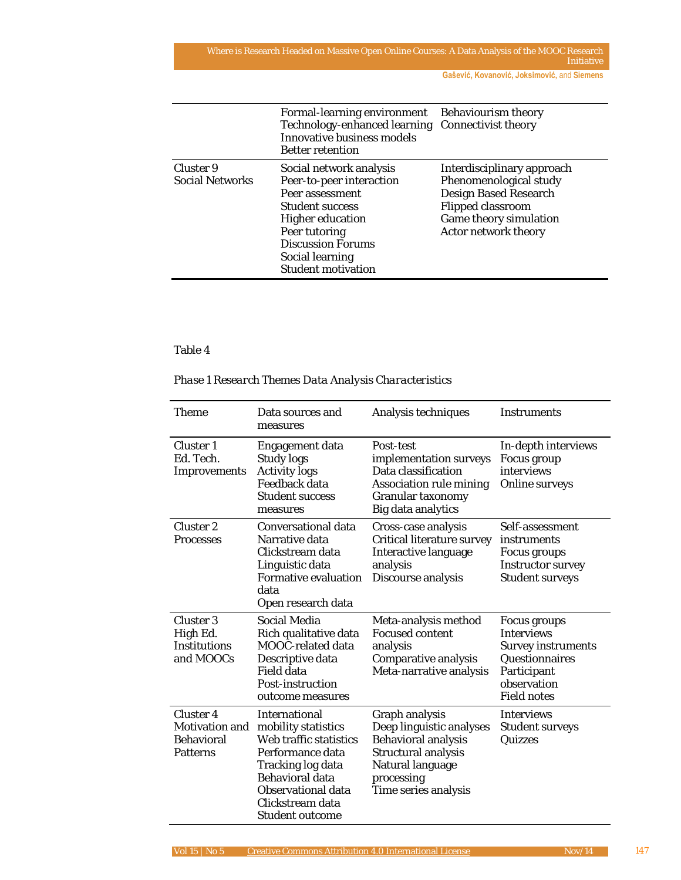| | | |
|---|---|---|
| | Formal-learning environment<br>Technology-enhanced learning<br>Innovative business models<br>Better retention | Behaviourism theory<br>Connectivist theory |
| Cluster 9<br>Social Networks | Social network analysis<br>Peer-to-peer interaction<br>Peer assessment<br>Student success<br>Higher education<br>Peer tutoring<br>Discussion Forums<br>Social learning<br>Student motivation | Interdisciplinary approach<br>Phenomenological study<br>Design Based Research<br>Flipped classroom<br>Game theory simulation<br>Actor network theory |

Table 4

*Phase 1 Research Themes Data Analysis Characteristics*

| Theme | Data sources and measures | Analysis techniques | Instruments |
|---|---|---|---|
| Cluster 1<br>Ed. Tech. Improvements | Engagement data<br>Study logs<br>Activity logs<br>Feedback data<br>Student success measures | Post-test implementation surveys<br>Data classification<br>Association rule mining<br>Granular taxonomy<br>Big data analytics | In-depth interviews<br>Focus group interviews<br>Online surveys |
| Cluster 2<br>Processes | Conversational data<br>Narrative data<br>Clickstream data<br>Linguistic data<br>Formative evaluation data<br>Open research data | Cross-case analysis<br>Critical literature survey<br>Interactive language analysis<br>Discourse analysis | Self-assessment instruments<br>Focus groups<br>Instructor survey<br>Student surveys |
| Cluster 3<br>High Ed. Institutions and MOOCs | Social Media<br>Rich qualitative data<br>MOOC-related data<br>Descriptive data<br>Field data<br>Post-instruction outcome measures | Meta-analysis method<br>Focused content analysis<br>Comparative analysis<br>Meta-narrative analysis | Focus groups<br>Interviews<br>Survey instruments<br>Questionnaires<br>Participant observation<br>Field notes |
| Cluster 4<br>Motivation and Behavioral Patterns | International mobility statistics<br>Web traffic statistics<br>Performance data<br>Tracking log data<br>Behavioral data<br>Observational data<br>Clickstream data<br>Student outcome | Graph analysis<br>Deep linguistic analyses<br>Behavioral analysis<br>Structural analysis<br>Natural language processing<br>Time series analysis | Interviews<br>Student surveys<br>Quizzes |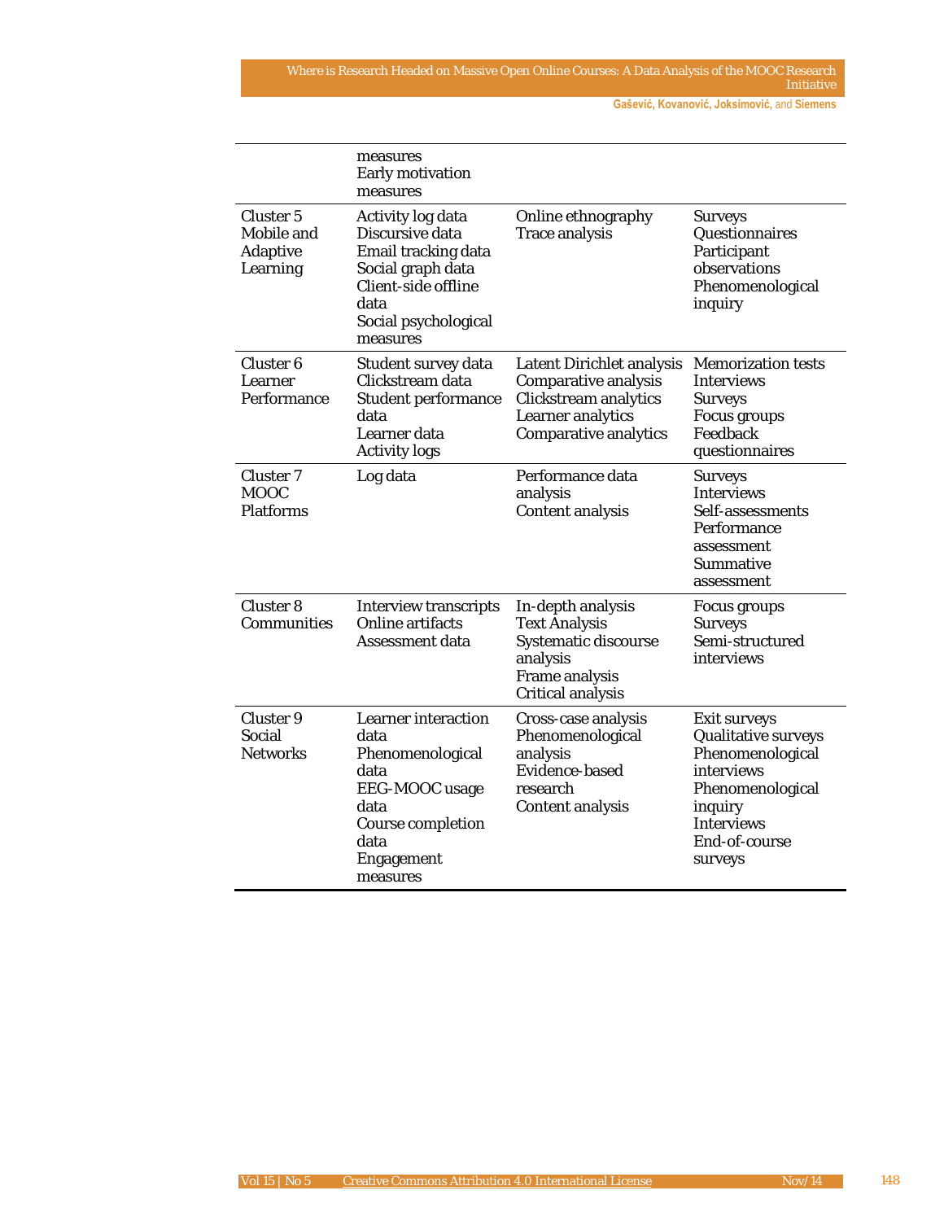| | measures<br>Early motivation measures | | |
|---|---|---|---|
| Cluster 5<br>Mobile and Adaptive Learning | Activity log data<br>Discursive data<br>Email tracking data<br>Social graph data<br>Client-side offline data<br>Social psychological measures | Online ethnography<br>Trace analysis | Surveys<br>Questionnaires<br>Participant observations<br>Phenomenological inquiry |
| Cluster 6<br>Learner Performance | Student survey data<br>Clickstream data<br>Student performance data<br>Learner data<br>Activity logs | Latent Dirichlet analysis<br>Comparative analysis<br>Clickstream analytics<br>Learner analytics<br>Comparative analytics | Memorization tests<br>Interviews<br>Surveys<br>Focus groups<br>Feedback questionnaires |
| Cluster 7<br>MOOC Platforms | Log data | Performance data analysis<br>Content analysis | Surveys<br>Interviews<br>Self-assessments<br>Performance assessment<br>Summative assessment |
| Cluster 8<br>Communities | Interview transcripts<br>Online artifacts<br>Assessment data | In-depth analysis<br>Text Analysis<br>Systematic discourse analysis<br>Frame analysis<br>Critical analysis | Focus groups<br>Surveys<br>Semi-structured interviews |
| Cluster 9<br>Social Networks | Learner interaction data<br>Phenomenological data<br>EEG-MOOC usage data<br>Course completion data<br>Engagement measures | Cross-case analysis<br>Phenomenological analysis<br>Evidence-based research<br>Content analysis | Exit surveys<br>Qualitative surveys<br>Phenomenological interviews<br>Phenomenological inquiry<br>Interviews<br>End-of-course surveys |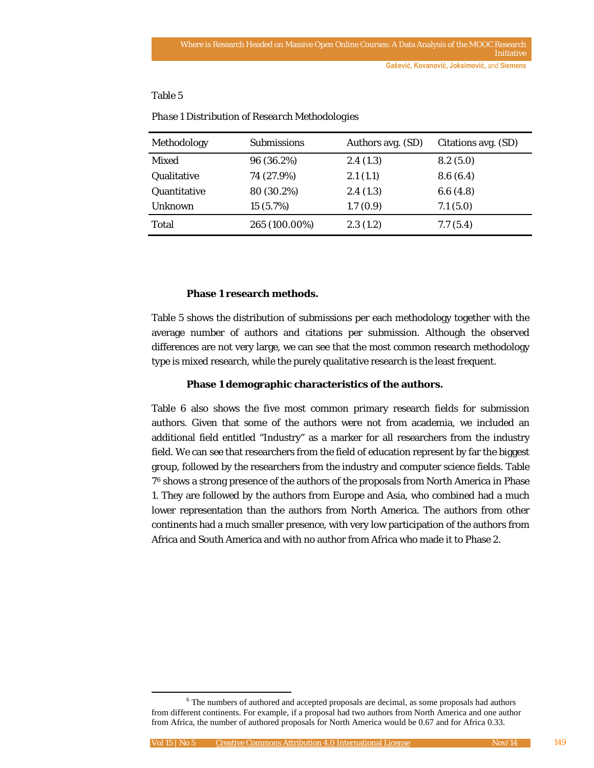Table 5

*Phase 1 Distribution of Research Methodologies*

| Methodology | Submissions | Authors avg. (SD) | Citations avg. (SD) |
|---|---|---|---|
| Mixed | 96 (36.2%) | 2.4 (1.3) | 8.2 (5.0) |
| Qualitative | 74 (27.9%) | 2.1 (1.1) | 8.6 (6.4) |
| Quantitative | 80 (30.2%) | 2.4 (1.3) | 6.6 (4.8) |
| Unknown | 15 (5.7%) | 1.7 (0.9) | 7.1 (5.0) |
| Total | 265 (100.00%) | 2.3 (1.2) | 7.7 (5.4) |

#### Phase 1 research methods.

Table 5 shows the distribution of submissions per each methodology together with the average number of authors and citations per submission. Although the observed differences are not very large, we can see that the most common research methodology type is mixed research, while the purely qualitative research is the least frequent.

#### Phase 1 demographic characteristics of the authors.

Table 6 also shows the five most common primary research fields for submission authors. Given that some of the authors were not from academia, we included an additional field entitled "Industry" as a marker for all researchers from the industry field. We can see that researchers from the field of education represent by far the biggest group, followed by the researchers from the industry and computer science fields. Table 7[6] shows a strong presence of the authors of the proposals from North America in Phase 1. They are followed by the authors from Europe and Asia, who combined had a much lower representation than the authors from North America. The authors from other continents had a much smaller presence, with very low participation of the authors from Africa and South America and with no author from Africa who made it to Phase 2.

[6] The numbers of authored and accepted proposals are decimal, as some proposals had authors from different continents. For example, if a proposal had two authors from North America and one author from Africa, the number of authored proposals for North America would be 0.67 and for Africa 0.33.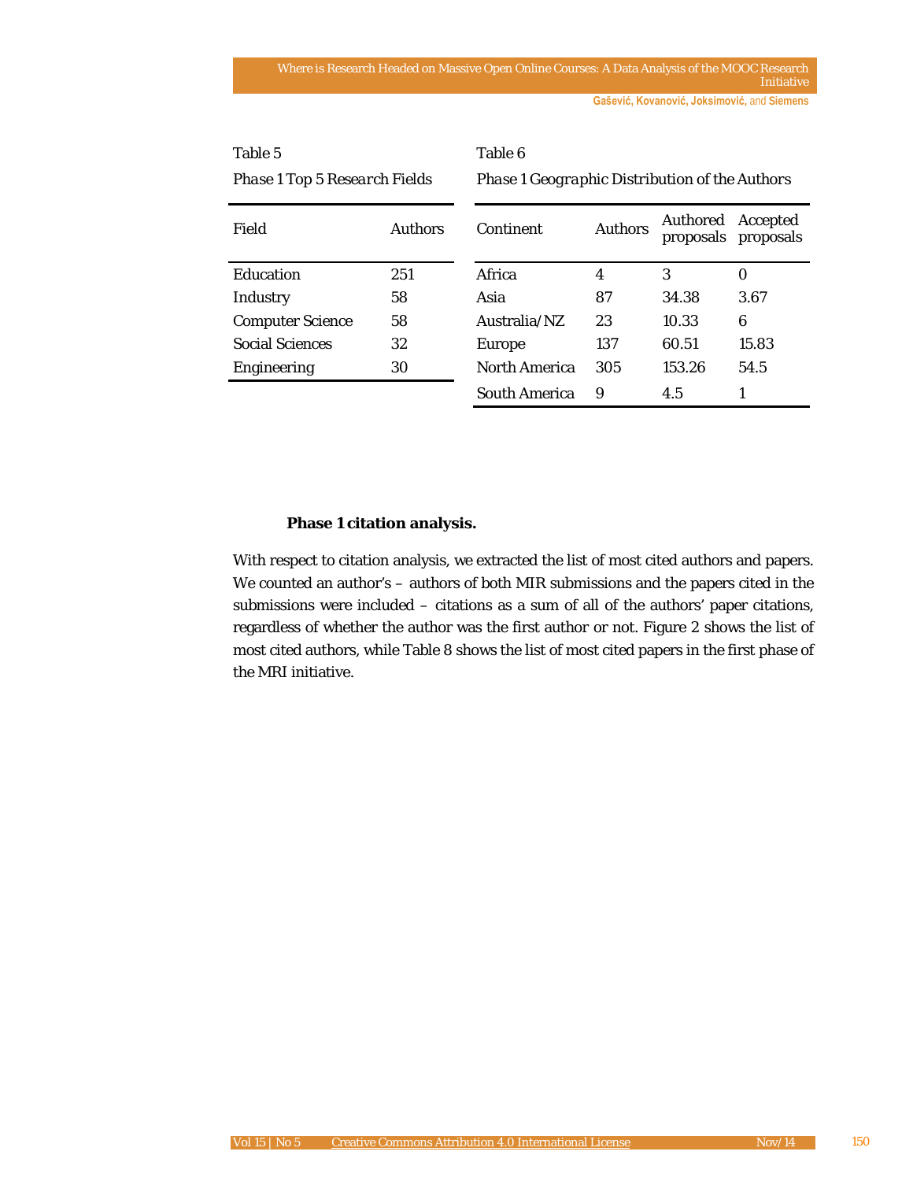Table 5

*Phase 1 Top 5 Research Fields*

| Field | Authors |
|---|---|
| Education | 251 |
| Industry | 58 |
| Computer Science | 58 |
| Social Sciences | 32 |
| Engineering | 30 |

Table 6

*Phase 1 Geographic Distribution of the Authors*

| Continent | Authors | Authored proposals | Accepted proposals |
|---|---|---|---|
| Africa | 4 | 3 | 0 |
| Asia | 87 | 34.38 | 3.67 |
| Australia/NZ | 23 | 10.33 | 6 |
| Europe | 137 | 60.51 | 15.83 |
| North America | 305 | 153.26 | 54.5 |
| South America | 9 | 4.5 | 1 |

**Phase 1 citation analysis.**

With respect to citation analysis, we extracted the list of most cited authors and papers. We counted an author's – authors of both MIR submissions and the papers cited in the submissions were included – citations as a sum of all of the authors' paper citations, regardless of whether the author was the first author or not. Figure 2 shows the list of most cited authors, while Table 8 shows the list of most cited papers in the first phase of the MRI initiative.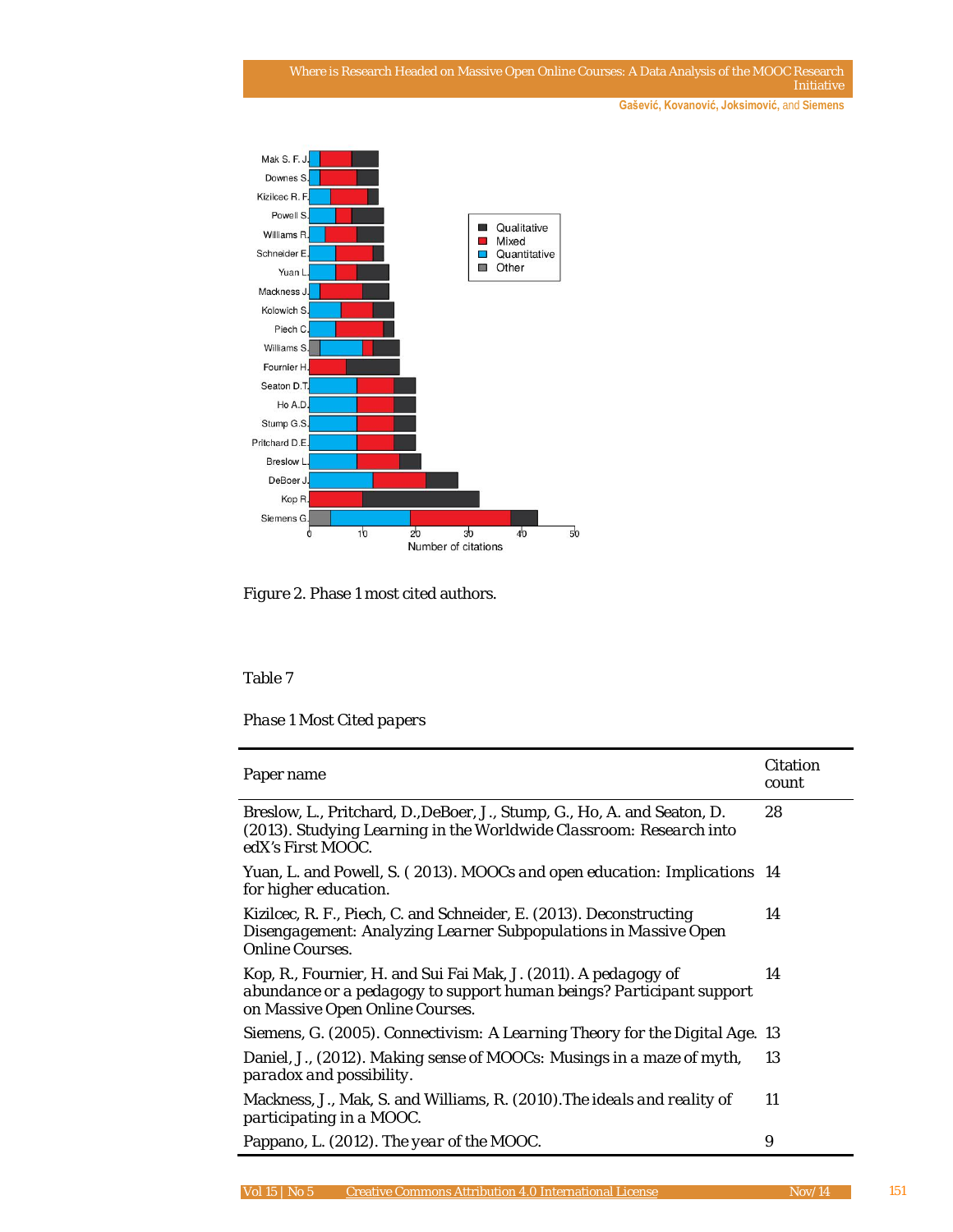Figure 2. Phase 1 most cited authors.

Table 7

*Phase 1 Most Cited papers*

| Paper name | Citation count |
|---|---|
| Breslow, L., Pritchard, D.,DeBoer, J., Stump, G., Ho, A. and Seaton, D. (2013). *Studying Learning in the Worldwide Classroom: Research into edX's First MOOC.* | 28 |
| Yuan, L. and Powell, S. ( 2013). *MOOCs and open education: Implications for higher education.* | 14 |
| Kizilcec, R. F., Piech, C. and Schneider, E. (2013). *Deconstructing Disengagement: Analyzing Learner Subpopulations in Massive Open Online Courses.* | 14 |
| Kop, R., Fournier, H. and Sui Fai Mak, J. (2011). *A pedagogy of abundance or a pedagogy to support human beings? Participant support on Massive Open Online Courses.* | 14 |
| Siemens, G. (2005). *Connectivism: A Learning Theory for the Digital Age.* | 13 |
| Daniel, J., (2012). *Making sense of MOOCs: Musings in a maze of myth, paradox and possibility.* | 13 |
| Mackness, J., Mak, S. and Williams, R. (2010).*The ideals and reality of participating in a MOOC.* | 11 |
| Pappano, L. (2012). *The year of the MOOC.* | 9 |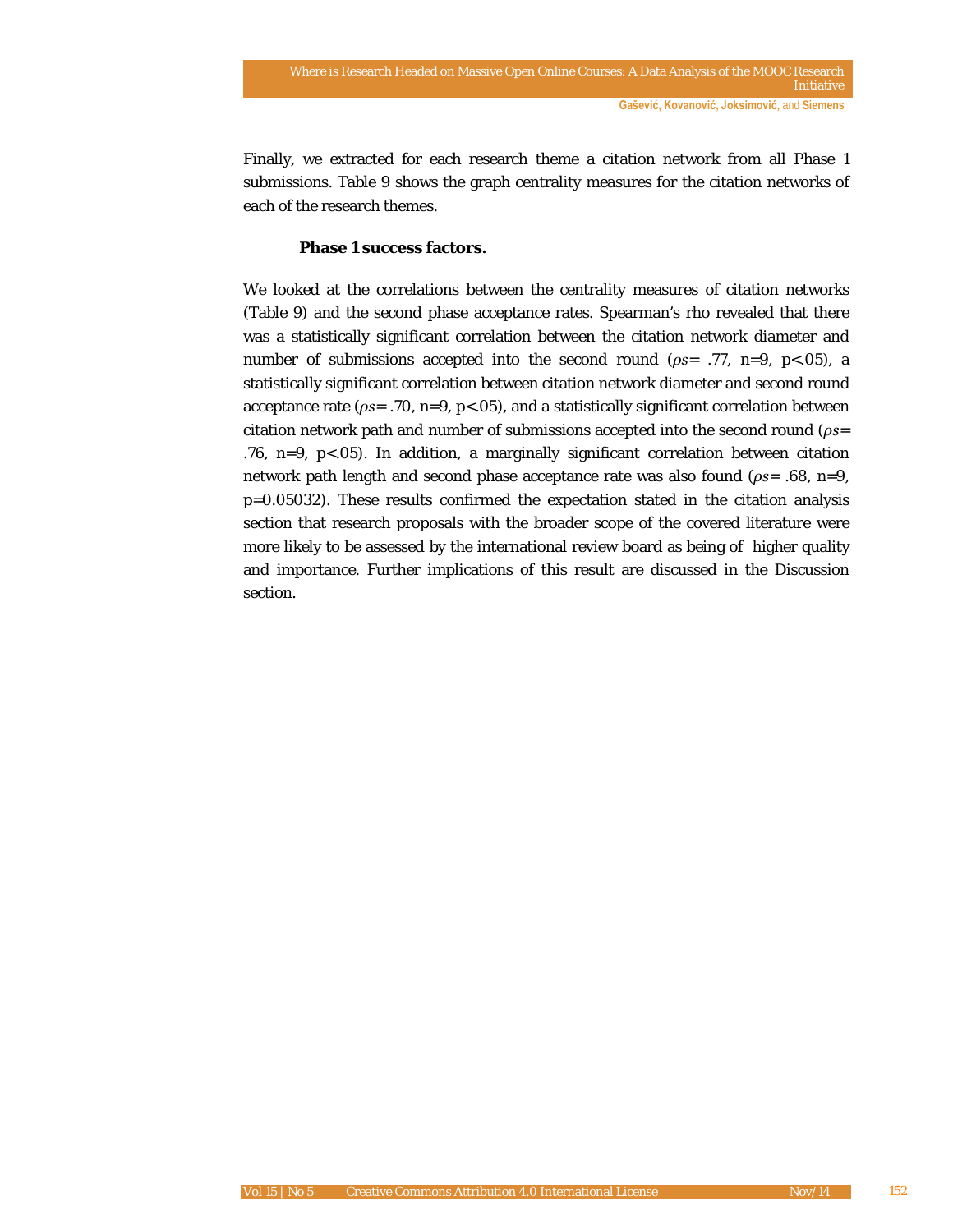Finally, we extracted for each research theme a citation network from all Phase 1 submissions. Table 9 shows the graph centrality measures for the citation networks of each of the research themes.

### Phase 1 success factors.

We looked at the correlations between the centrality measures of citation networks (Table 9) and the second phase acceptance rates. Spearman's rho revealed that there was a statistically significant correlation between the citation network diameter and number of submissions accepted into the second round ($\rho s = .77$, $n=9$, $p<.05$), a statistically significant correlation between citation network diameter and second round acceptance rate ($\rho s = .70$, $n=9$, $p<.05$), and a statistically significant correlation between citation network path and number of submissions accepted into the second round ($\rho s = .76$, $n=9$, $p<.05$). In addition, a marginally significant correlation between citation network path length and second phase acceptance rate was also found ($\rho s = .68$, $n=9$, $p=0.05032$). These results confirmed the expectation stated in the citation analysis section that research proposals with the broader scope of the covered literature were more likely to be assessed by the international review board as being of higher quality and importance. Further implications of this result are discussed in the Discussion section.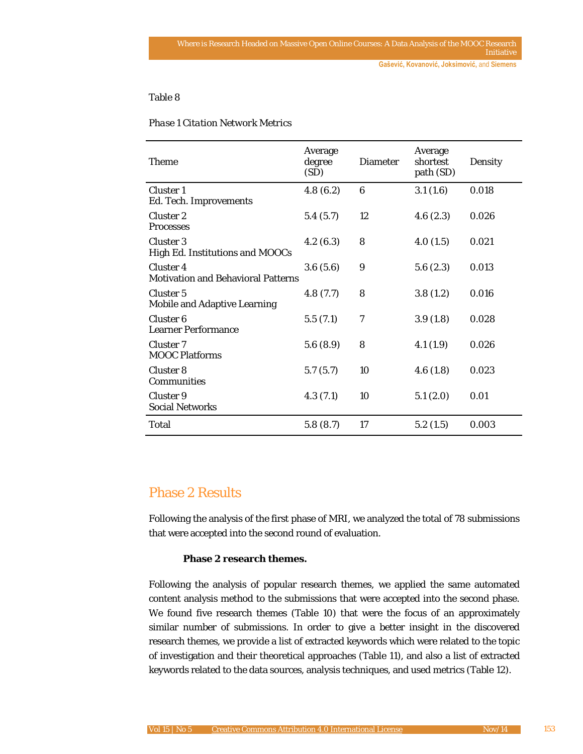Table 8

*Phase 1 Citation Network Metrics*

| Theme | Average degree (SD) | Diameter | Average shortest path (SD) | Density |
|---|---|---|---|---|
| Cluster 1<br>Ed. Tech. Improvements | 4.8 (6.2) | 6 | 3.1 (1.6) | 0.018 |
| Cluster 2<br>Processes | 5.4 (5.7) | 12 | 4.6 (2.3) | 0.026 |
| Cluster 3<br>High Ed. Institutions and MOOCs | 4.2 (6.3) | 8 | 4.0 (1.5) | 0.021 |
| Cluster 4<br>Motivation and Behavioral Patterns | 3.6 (5.6) | 9 | 5.6 (2.3) | 0.013 |
| Cluster 5<br>Mobile and Adaptive Learning | 4.8 (7.7) | 8 | 3.8 (1.2) | 0.016 |
| Cluster 6<br>Learner Performance | 5.5 (7.1) | 7 | 3.9 (1.8) | 0.028 |
| Cluster 7<br>MOOC Platforms | 5.6 (8.9) | 8 | 4.1 (1.9) | 0.026 |
| Cluster 8<br>Communities | 5.7 (5.7) | 10 | 4.6 (1.8) | 0.023 |
| Cluster 9<br>Social Networks | 4.3 (7.1) | 10 | 5.1 (2.0) | 0.01 |
| Total | 5.8 (8.7) | 17 | 5.2 (1.5) | 0.003 |

## Phase 2 Results

Following the analysis of the first phase of MRI, we analyzed the total of 78 submissions that were accepted into the second round of evaluation.

### Phase 2 research themes.

Following the analysis of popular research themes, we applied the same automated content analysis method to the submissions that were accepted into the second phase. We found five research themes (Table 10) that were the focus of an approximately similar number of submissions. In order to give a better insight in the discovered research themes, we provide a list of extracted keywords which were related to the topic of investigation and their theoretical approaches (Table 11), and also a list of extracted keywords related to the data sources, analysis techniques, and used metrics (Table 12).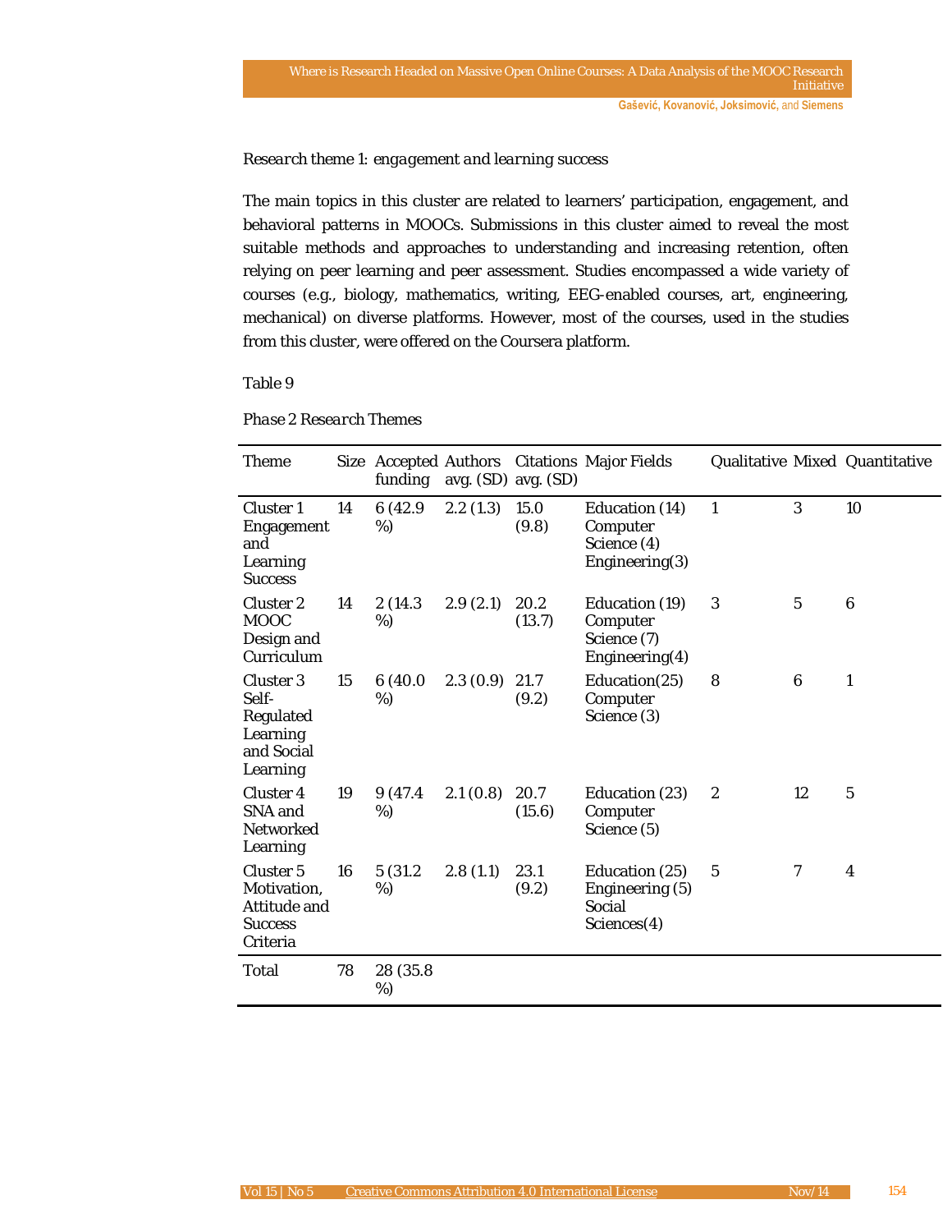*Research theme 1: engagement and learning success*

The main topics in this cluster are related to learners' participation, engagement, and behavioral patterns in MOOCs. Submissions in this cluster aimed to reveal the most suitable methods and approaches to understanding and increasing retention, often relying on peer learning and peer assessment. Studies encompassed a wide variety of courses (e.g., biology, mathematics, writing, EEG-enabled courses, art, engineering, mechanical) on diverse platforms. However, most of the courses, used in the studies from this cluster, were offered on the Coursera platform.

Table 9

*Phase 2 Research Themes*

| Theme | Size | Accepted funding | Authors avg. (SD) | Citations avg. (SD) | Major Fields | Qualitative | Mixed | Quantitative |
|---|---|---|---|---|---|---|---|---|
| Cluster 1 Engagement and Learning Success | 14 | 6 (42.9 %) | 2.2 (1.3) | 15.0 (9.8) | Education (14) Computer Science (4) Engineering(3) | 1 | 3 | 10 |
| Cluster 2 MOOC Design and Curriculum | 14 | 2 (14.3 %) | 2.9 (2.1) | 20.2 (13.7) | Education (19) Computer Science (7) Engineering(4) | 3 | 5 | 6 |
| Cluster 3 Self-Regulated Learning and Social Learning | 15 | 6 (40.0 %) | 2.3 (0.9) | 21.7 (9.2) | Education(25) Computer Science (3) | 8 | 6 | 1 |
| Cluster 4 SNA and Networked Learning | 19 | 9 (47.4 %) | 2.1 (0.8) | 20.7 (15.6) | Education (23) Computer Science (5) | 2 | 12 | 5 |
| Cluster 5 Motivation, Attitude and Success Criteria | 16 | 5 (31.2 %) | 2.8 (1.1) | 23.1 (9.2) | Education (25) Engineering (5) Social Sciences(4) | 5 | 7 | 4 |
| Total | 78 | 28 (35.8 %) | | | | | | |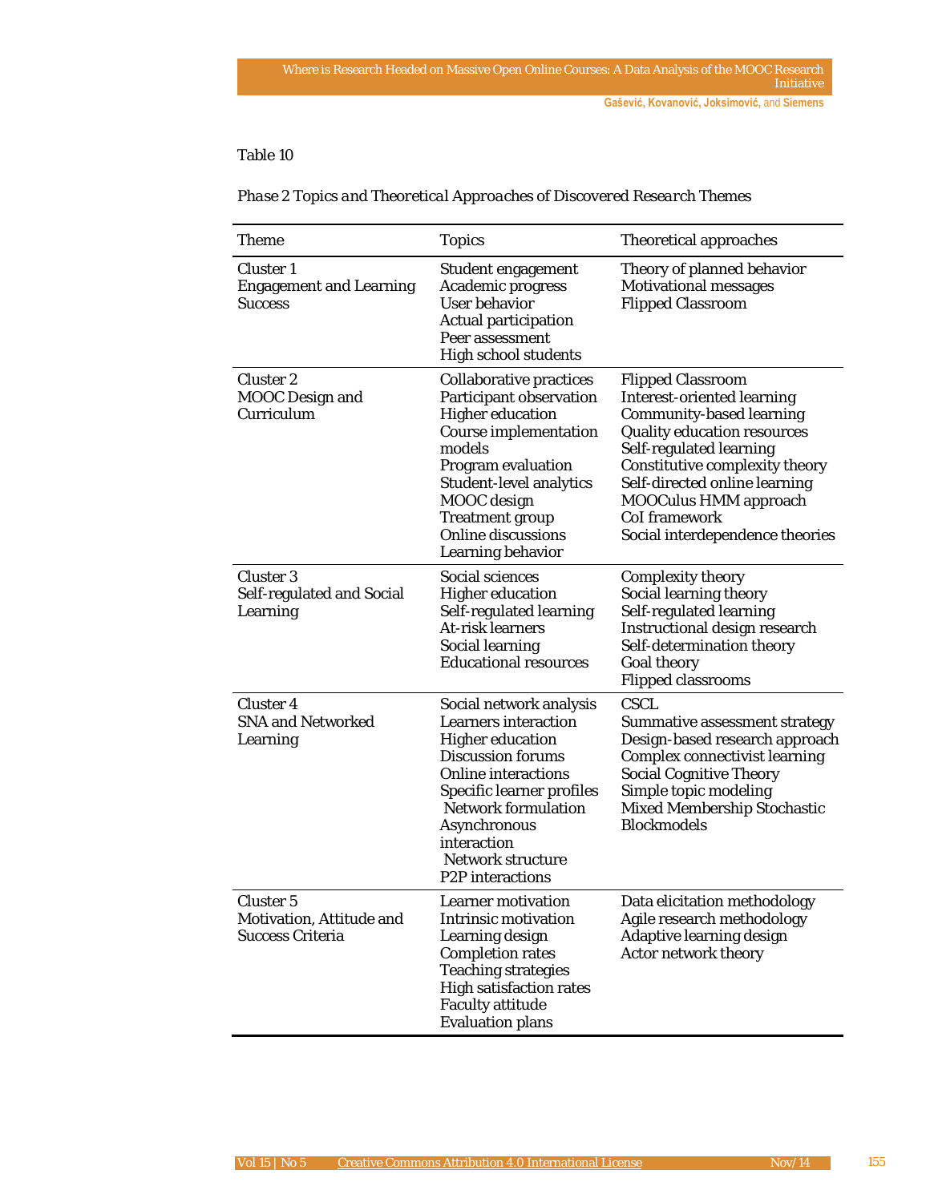Table 10

*Phase 2 Topics and Theoretical Approaches of Discovered Research Themes*

| Theme | Topics | Theoretical approaches |
|---|---|---|
| Cluster 1<br>Engagement and Learning Success | Student engagement<br>Academic progress<br>User behavior<br>Actual participation<br>Peer assessment<br>High school students | Theory of planned behavior<br>Motivational messages<br>Flipped Classroom |
| Cluster 2<br>MOOC Design and Curriculum | Collaborative practices<br>Participant observation<br>Higher education<br>Course implementation models<br>Program evaluation<br>Student-level analytics<br>MOOC design<br>Treatment group<br>Online discussions<br>Learning behavior | Flipped Classroom<br>Interest-oriented learning<br>Community-based learning<br>Quality education resources<br>Self-regulated learning<br>Constitutive complexity theory<br>Self-directed online learning<br>MOOCulus HMM approach<br>CoI framework<br>Social interdependence theories |
| Cluster 3<br>Self-regulated and Social Learning | Social sciences<br>Higher education<br>Self-regulated learning<br>At-risk learners<br>Social learning<br>Educational resources | Complexity theory<br>Social learning theory<br>Self-regulated learning<br>Instructional design research<br>Self-determination theory<br>Goal theory<br>Flipped classrooms |
| Cluster 4<br>SNA and Networked Learning | Social network analysis<br>Learners interaction<br>Higher education<br>Discussion forums<br>Online interactions<br>Specific learner profiles<br>Network formulation<br>Asynchronous interaction<br>Network structure<br>P2P interactions | CSCL<br>Summative assessment strategy<br>Design-based research approach<br>Complex connectivist learning<br>Social Cognitive Theory<br>Simple topic modeling<br>Mixed Membership Stochastic Blockmodels |
| Cluster 5<br>Motivation, Attitude and Success Criteria | Learner motivation<br>Intrinsic motivation<br>Learning design<br>Completion rates<br>Teaching strategies<br>High satisfaction rates<br>Faculty attitude<br>Evaluation plans | Data elicitation methodology<br>Agile research methodology<br>Adaptive learning design<br>Actor network theory |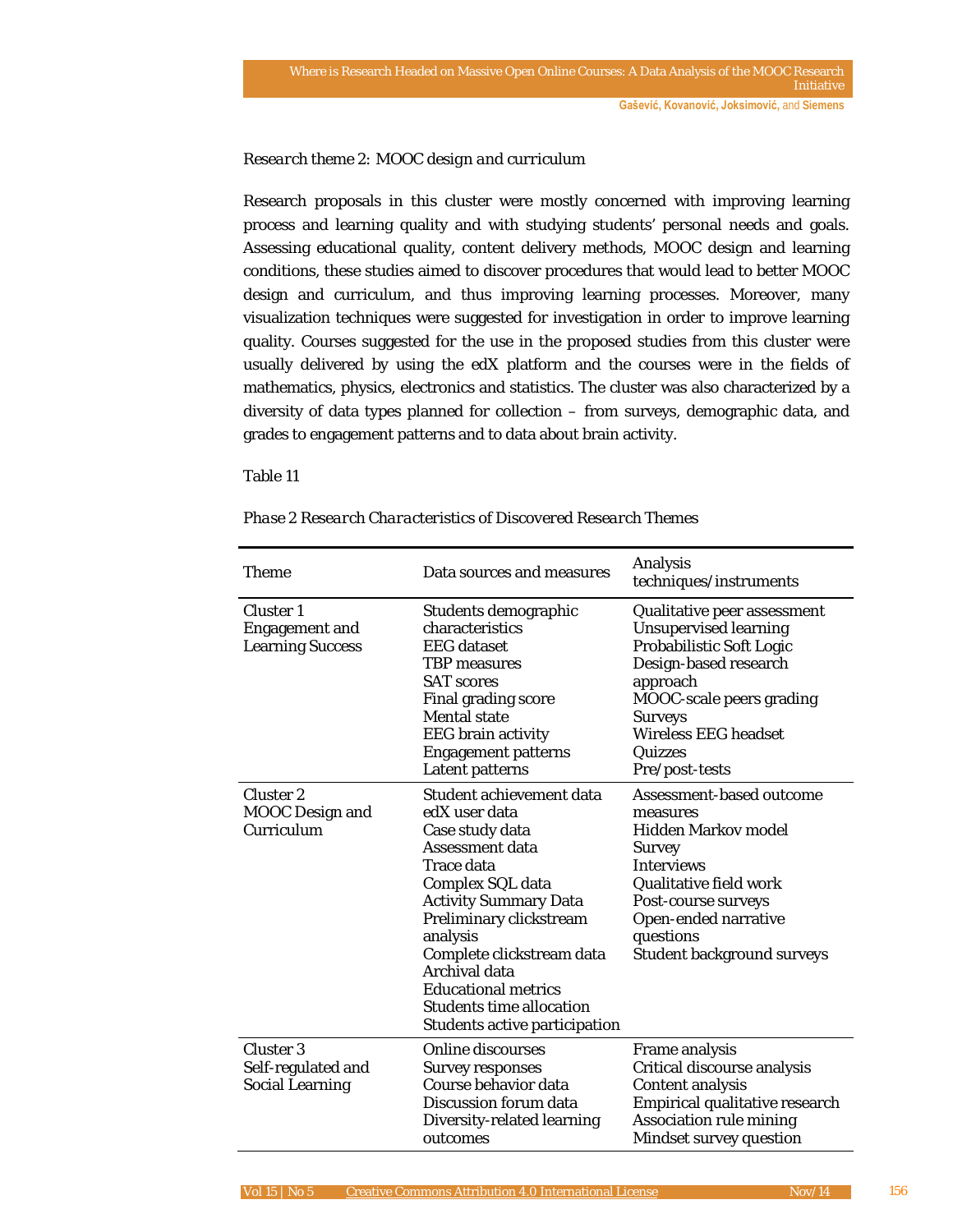*Research theme 2: MOOC design and curriculum*

Research proposals in this cluster were mostly concerned with improving learning process and learning quality and with studying students' personal needs and goals. Assessing educational quality, content delivery methods, MOOC design and learning conditions, these studies aimed to discover procedures that would lead to better MOOC design and curriculum, and thus improving learning processes. Moreover, many visualization techniques were suggested for investigation in order to improve learning quality. Courses suggested for the use in the proposed studies from this cluster were usually delivered by using the edX platform and the courses were in the fields of mathematics, physics, electronics and statistics. The cluster was also characterized by a diversity of data types planned for collection – from surveys, demographic data, and grades to engagement patterns and to data about brain activity.

Table 11

*Phase 2 Research Characteristics of Discovered Research Themes*

| Theme | Data sources and measures | Analysis techniques/instruments |
|---|---|---|
| Cluster 1<br>Engagement and Learning Success | Students demographic characteristics<br>EEG dataset<br>TBP measures<br>SAT scores<br>Final grading score<br>Mental state<br>EEG brain activity<br>Engagement patterns<br>Latent patterns | Qualitative peer assessment<br>Unsupervised learning<br>Probabilistic Soft Logic<br>Design-based research approach<br>MOOC-scale peers grading<br>Surveys<br>Wireless EEG headset<br>Quizzes<br>Pre/post-tests |
| Cluster 2<br>MOOC Design and Curriculum | Student achievement data<br>edX user data<br>Case study data<br>Assessment data<br>Trace data<br>Complex SQL data<br>Activity Summary Data<br>Preliminary clickstream analysis<br>Complete clickstream data<br>Archival data<br>Educational metrics<br>Students time allocation<br>Students active participation | Assessment-based outcome measures<br>Hidden Markov model<br>Survey<br>Interviews<br>Qualitative field work<br>Post-course surveys<br>Open-ended narrative questions<br>Student background surveys |
| Cluster 3<br>Self-regulated and Social Learning | Online discourses<br>Survey responses<br>Course behavior data<br>Discussion forum data<br>Diversity-related learning outcomes | Frame analysis<br>Critical discourse analysis<br>Content analysis<br>Empirical qualitative research<br>Association rule mining<br>Mindset survey question |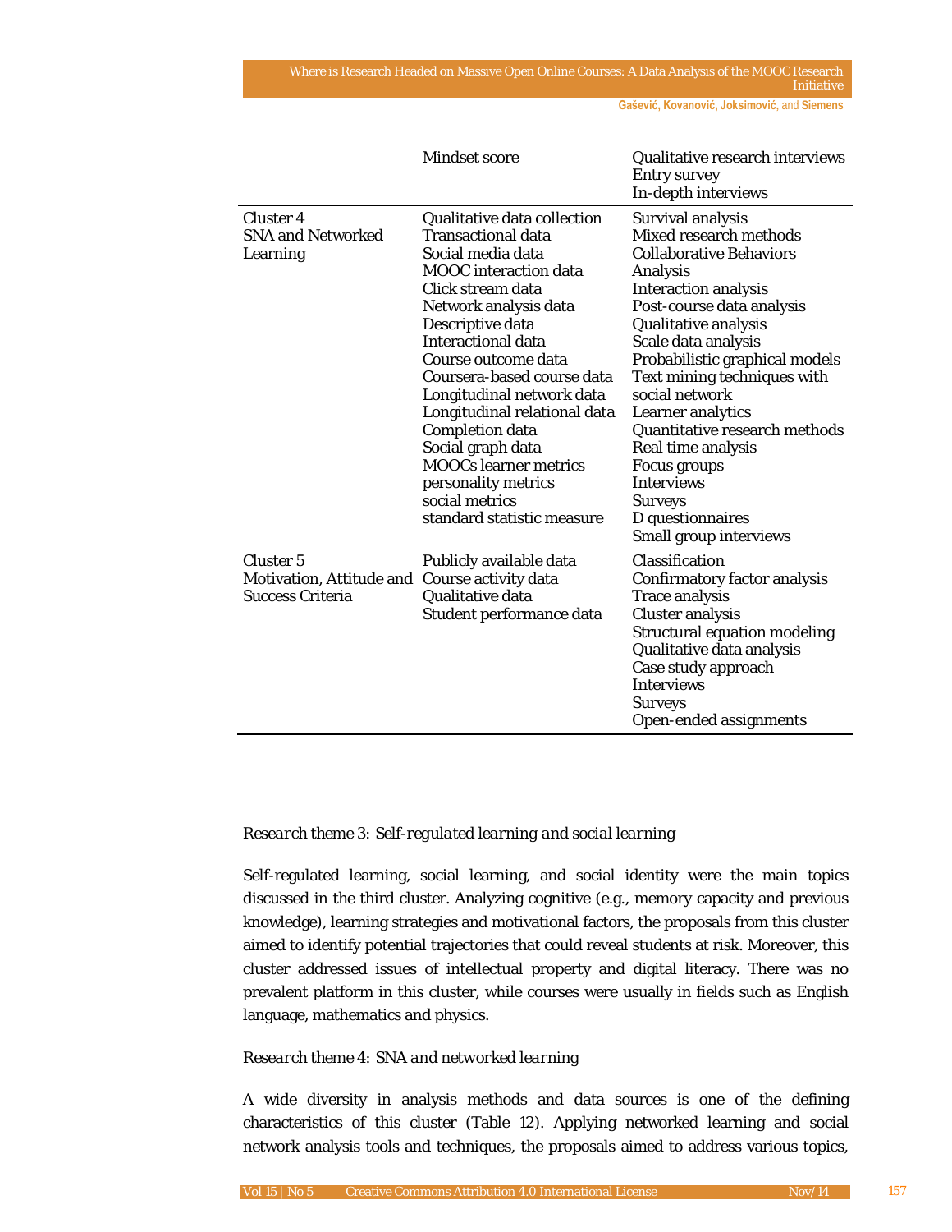| | | |
|---|---|---|
| | Mindset score | Qualitative research interviews<br>Entry survey<br>In-depth interviews |
| Cluster 4<br>SNA and Networked Learning | Qualitative data collection<br>Transactional data<br>Social media data<br>MOOC interaction data<br>Click stream data<br>Network analysis data<br>Descriptive data<br>Interactional data<br>Course outcome data<br>Coursera-based course data<br>Longitudinal network data<br>Longitudinal relational data<br>Completion data<br>Social graph data<br>MOOCs learner metrics<br>personality metrics<br>social metrics<br>standard statistic measure | Survival analysis<br>Mixed research methods<br>Collaborative Behaviors Analysis<br>Interaction analysis<br>Post-course data analysis<br>Qualitative analysis<br>Scale data analysis<br>Probabilistic graphical models<br>Text mining techniques with social network<br>Learner analytics<br>Quantitative research methods<br>Real time analysis<br>Focus groups<br>Interviews<br>Surveys<br>D questionnaires<br>Small group interviews |
| Cluster 5<br>Motivation, Attitude and Success Criteria | Publicly available data<br>Course activity data<br>Qualitative data<br>Student performance data | Classification<br>Confirmatory factor analysis<br>Trace analysis<br>Cluster analysis<br>Structural equation modeling<br>Qualitative data analysis<br>Case study approach<br>Interviews<br>Surveys<br>Open-ended assignments |

*Research theme 3: Self-regulated learning and social learning*

Self-regulated learning, social learning, and social identity were the main topics discussed in the third cluster. Analyzing cognitive (e.g., memory capacity and previous knowledge), learning strategies and motivational factors, the proposals from this cluster aimed to identify potential trajectories that could reveal students at risk. Moreover, this cluster addressed issues of intellectual property and digital literacy. There was no prevalent platform in this cluster, while courses were usually in fields such as English language, mathematics and physics.

*Research theme 4: SNA and networked learning*

A wide diversity in analysis methods and data sources is one of the defining characteristics of this cluster (Table 12). Applying networked learning and social network analysis tools and techniques, the proposals aimed to address various topics,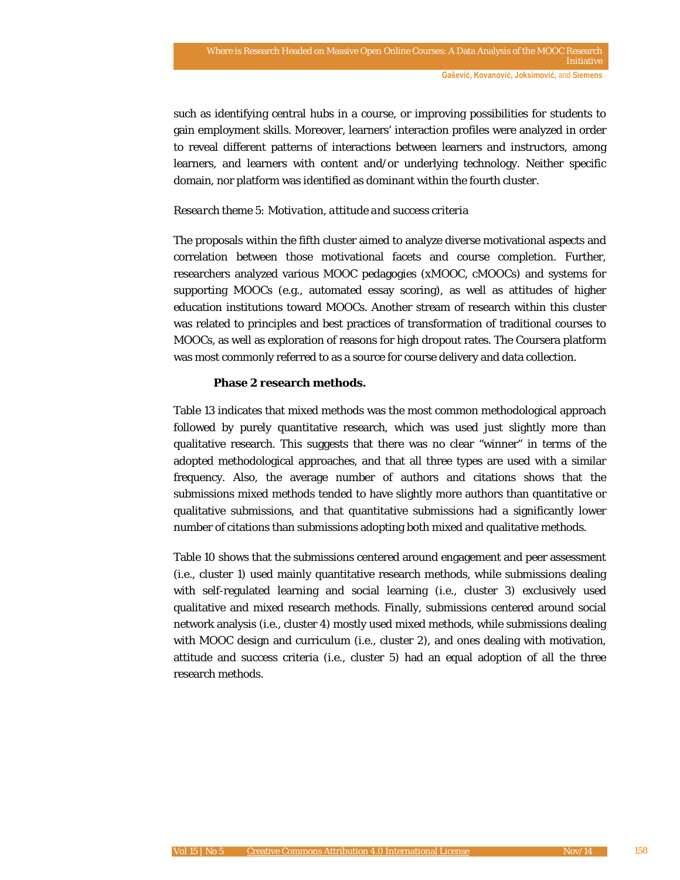such as identifying central hubs in a course, or improving possibilities for students to gain employment skills. Moreover, learners' interaction profiles were analyzed in order to reveal different patterns of interactions between learners and instructors, among learners, and learners with content and/or underlying technology. Neither specific domain, nor platform was identified as dominant within the fourth cluster.

*Research theme 5: Motivation, attitude and success criteria*

The proposals within the fifth cluster aimed to analyze diverse motivational aspects and correlation between those motivational facets and course completion. Further, researchers analyzed various MOOC pedagogies (xMOOC, cMOOCs) and systems for supporting MOOCs (e.g., automated essay scoring), as well as attitudes of higher education institutions toward MOOCs. Another stream of research within this cluster was related to principles and best practices of transformation of traditional courses to MOOCs, as well as exploration of reasons for high dropout rates. The Coursera platform was most commonly referred to as a source for course delivery and data collection.

**Phase 2 research methods.**

Table 13 indicates that mixed methods was the most common methodological approach followed by purely quantitative research, which was used just slightly more than qualitative research. This suggests that there was no clear "winner" in terms of the adopted methodological approaches, and that all three types are used with a similar frequency. Also, the average number of authors and citations shows that the submissions mixed methods tended to have slightly more authors than quantitative or qualitative submissions, and that quantitative submissions had a significantly lower number of citations than submissions adopting both mixed and qualitative methods.

Table 10 shows that the submissions centered around engagement and peer assessment (i.e., cluster 1) used mainly quantitative research methods, while submissions dealing with self-regulated learning and social learning (i.e., cluster 3) exclusively used qualitative and mixed research methods. Finally, submissions centered around social network analysis (i.e., cluster 4) mostly used mixed methods, while submissions dealing with MOOC design and curriculum (i.e., cluster 2), and ones dealing with motivation, attitude and success criteria (i.e., cluster 5) had an equal adoption of all the three research methods.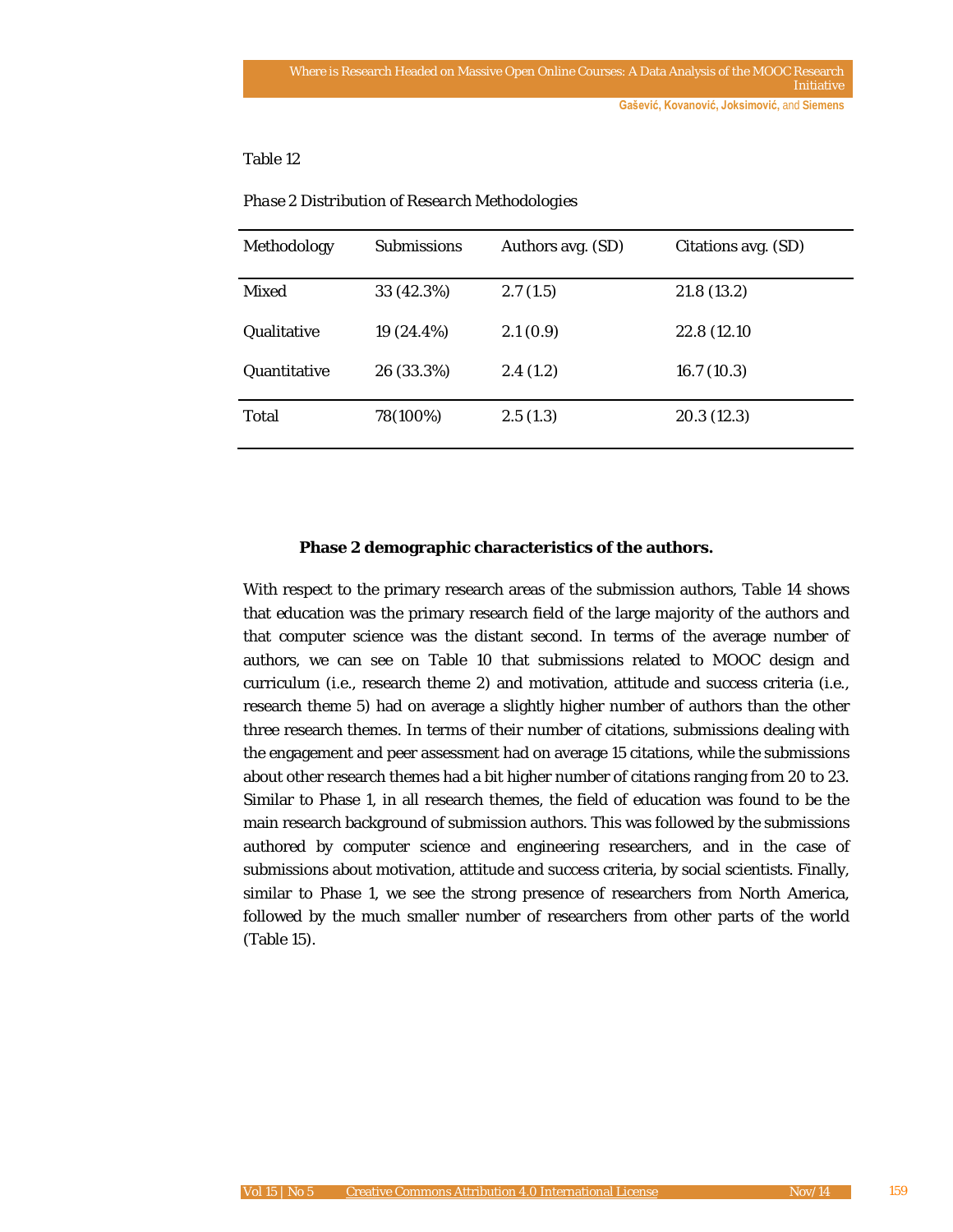Table 12

*Phase 2 Distribution of Research Methodologies*

| Methodology | Submissions | Authors avg. (SD) | Citations avg. (SD) |
|---|---|---|---|
| Mixed | 33 (42.3%) | 2.7 (1.5) | 21.8 (13.2) |
| Qualitative | 19 (24.4%) | 2.1 (0.9) | 22.8 (12.10 |
| Quantitative | 26 (33.3%) | 2.4 (1.2) | 16.7 (10.3) |
| Total | 78(100%) | 2.5 (1.3) | 20.3 (12.3) |

#### Phase 2 demographic characteristics of the authors.

With respect to the primary research areas of the submission authors, Table 14 shows that education was the primary research field of the large majority of the authors and that computer science was the distant second. In terms of the average number of authors, we can see on Table 10 that submissions related to MOOC design and curriculum (i.e., research theme 2) and motivation, attitude and success criteria (i.e., research theme 5) had on average a slightly higher number of authors than the other three research themes. In terms of their number of citations, submissions dealing with the engagement and peer assessment had on average 15 citations, while the submissions about other research themes had a bit higher number of citations ranging from 20 to 23. Similar to Phase 1, in all research themes, the field of education was found to be the main research background of submission authors. This was followed by the submissions authored by computer science and engineering researchers, and in the case of submissions about motivation, attitude and success criteria, by social scientists. Finally, similar to Phase 1, we see the strong presence of researchers from North America, followed by the much smaller number of researchers from other parts of the world (Table 15).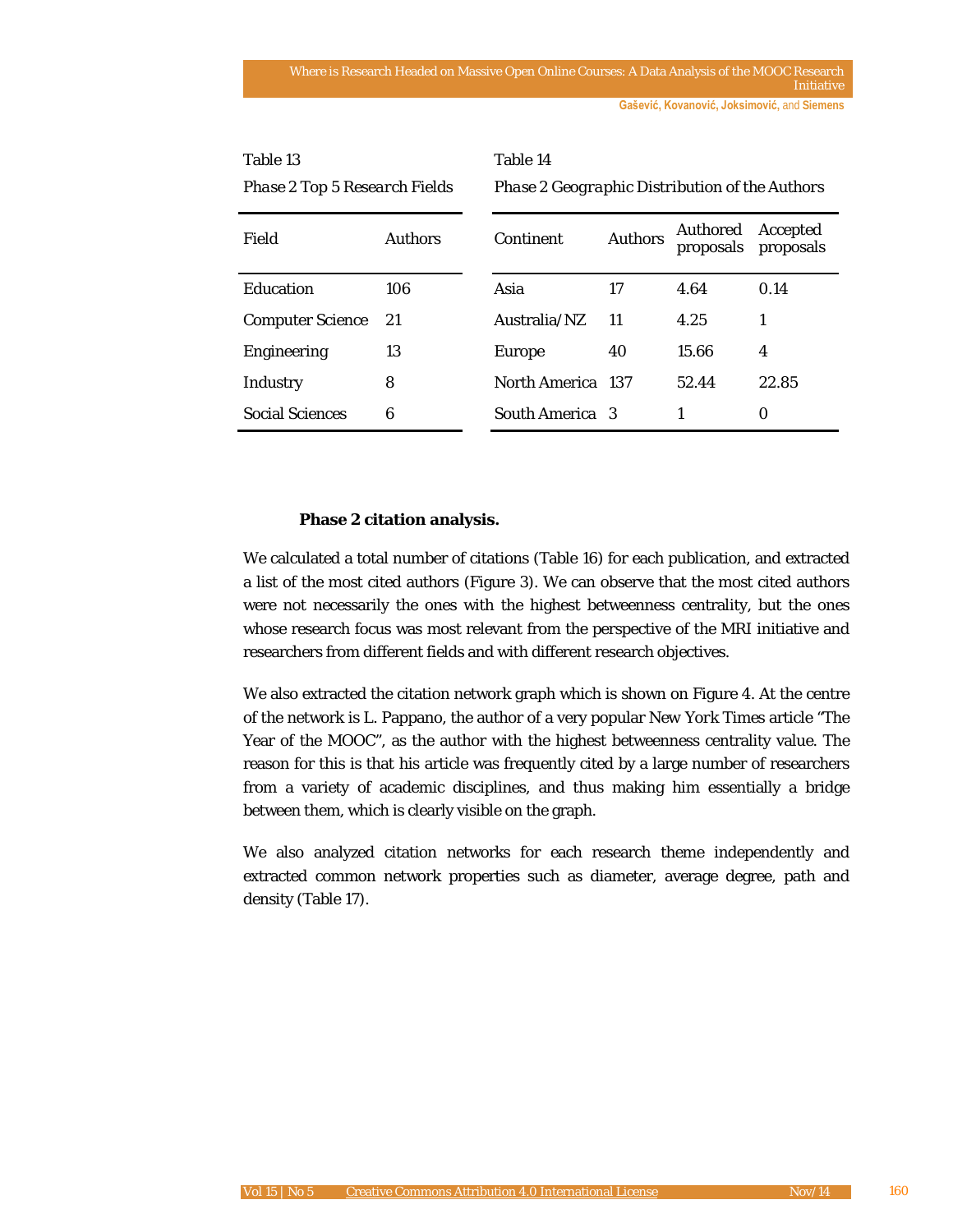Table 13

*Phase 2 Top 5 Research Fields*

| Field | Authors |
|---|---|
| Education | 106 |
| Computer Science | 21 |
| Engineering | 13 |
| Industry | 8 |
| Social Sciences | 6 |

Table 14

*Phase 2 Geographic Distribution of the Authors*

| Continent | Authors | Authored proposals | Accepted proposals |
|---|---|---|---|
| Asia | 17 | 4.64 | 0.14 |
| Australia/NZ | 11 | 4.25 | 1 |
| Europe | 40 | 15.66 | 4 |
| North America | 137 | 52.44 | 22.85 |
| South America | 3 | 1 | 0 |

**Phase 2 citation analysis.**

We calculated a total number of citations (Table 16) for each publication, and extracted a list of the most cited authors (Figure 3). We can observe that the most cited authors were not necessarily the ones with the highest betweenness centrality, but the ones whose research focus was most relevant from the perspective of the MRI initiative and researchers from different fields and with different research objectives.

We also extracted the citation network graph which is shown on Figure 4. At the centre of the network is L. Pappano, the author of a very popular New York Times article "The Year of the MOOC", as the author with the highest betweenness centrality value. The reason for this is that his article was frequently cited by a large number of researchers from a variety of academic disciplines, and thus making him essentially a bridge between them, which is clearly visible on the graph.

We also analyzed citation networks for each research theme independently and extracted common network properties such as diameter, average degree, path and density (Table 17).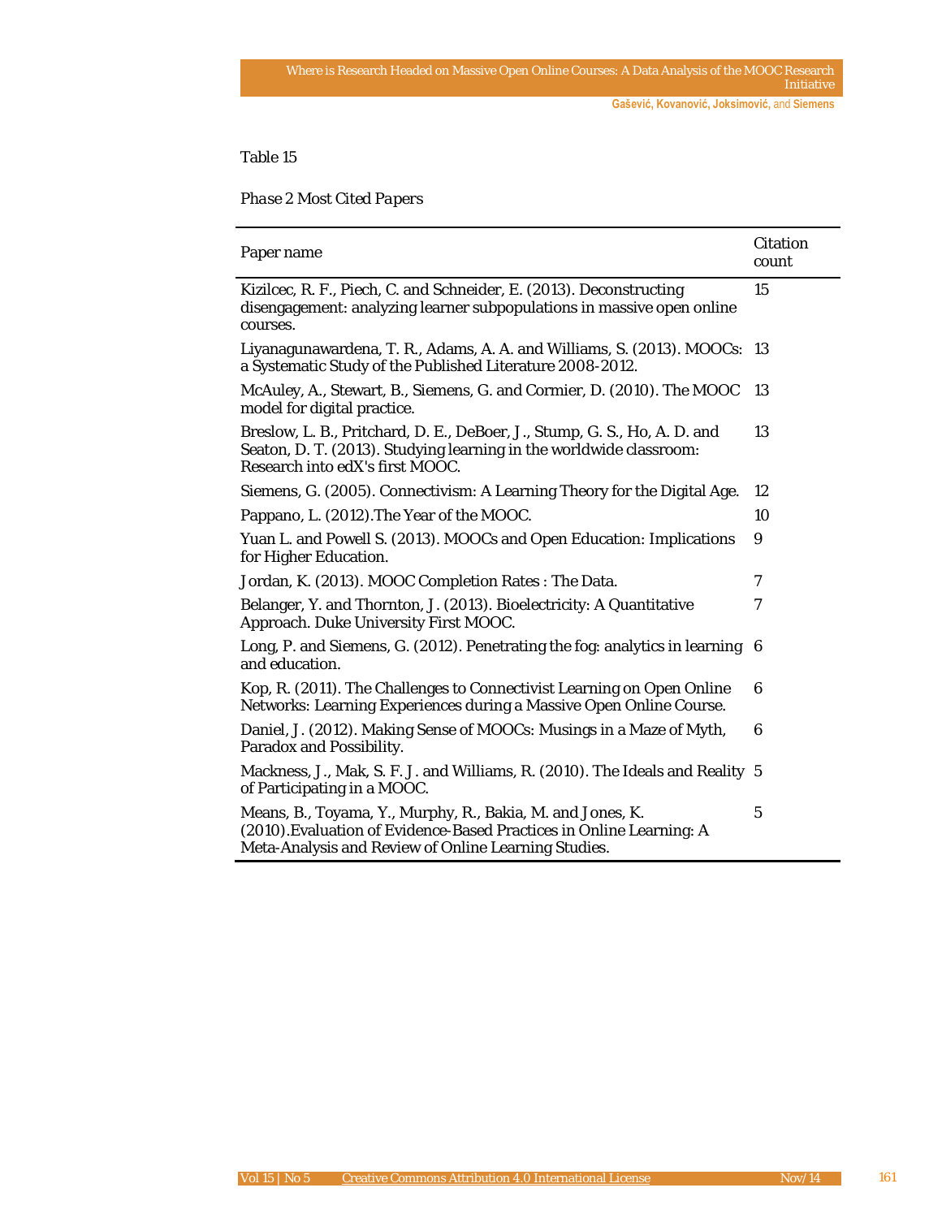Table 15

*Phase 2 Most Cited Papers*

| Paper name | Citation count |
|---|---|
| Kizilcec, R. F., Piech, C. and Schneider, E. (2013). Deconstructing disengagement: analyzing learner subpopulations in massive open online courses. | 15 |
| Liyanagunawardena, T. R., Adams, A. A. and Williams, S. (2013). MOOCs: a Systematic Study of the Published Literature 2008-2012. | 13 |
| McAuley, A., Stewart, B., Siemens, G. and Cormier, D. (2010). The MOOC model for digital practice. | 13 |
| Breslow, L. B., Pritchard, D. E., DeBoer, J., Stump, G. S., Ho, A. D. and Seaton, D. T. (2013). Studying learning in the worldwide classroom: Research into edX's first MOOC. | 13 |
| Siemens, G. (2005). Connectivism: A Learning Theory for the Digital Age. | 12 |
| Pappano, L. (2012).The Year of the MOOC. | 10 |
| Yuan L. and Powell S. (2013). MOOCs and Open Education: Implications for Higher Education. | 9 |
| Jordan, K. (2013). MOOC Completion Rates : The Data. | 7 |
| Belanger, Y. and Thornton, J. (2013). Bioelectricity: A Quantitative Approach. Duke University First MOOC. | 7 |
| Long, P. and Siemens, G. (2012). Penetrating the fog: analytics in learning and education. | 6 |
| Kop, R. (2011). The Challenges to Connectivist Learning on Open Online Networks: Learning Experiences during a Massive Open Online Course. | 6 |
| Daniel, J. (2012). Making Sense of MOOCs: Musings in a Maze of Myth, Paradox and Possibility. | 6 |
| Mackness, J., Mak, S. F. J. and Williams, R. (2010). The Ideals and Reality of Participating in a MOOC. | 5 |
| Means, B., Toyama, Y., Murphy, R., Bakia, M. and Jones, K. (2010).Evaluation of Evidence-Based Practices in Online Learning: A Meta-Analysis and Review of Online Learning Studies. | 5 |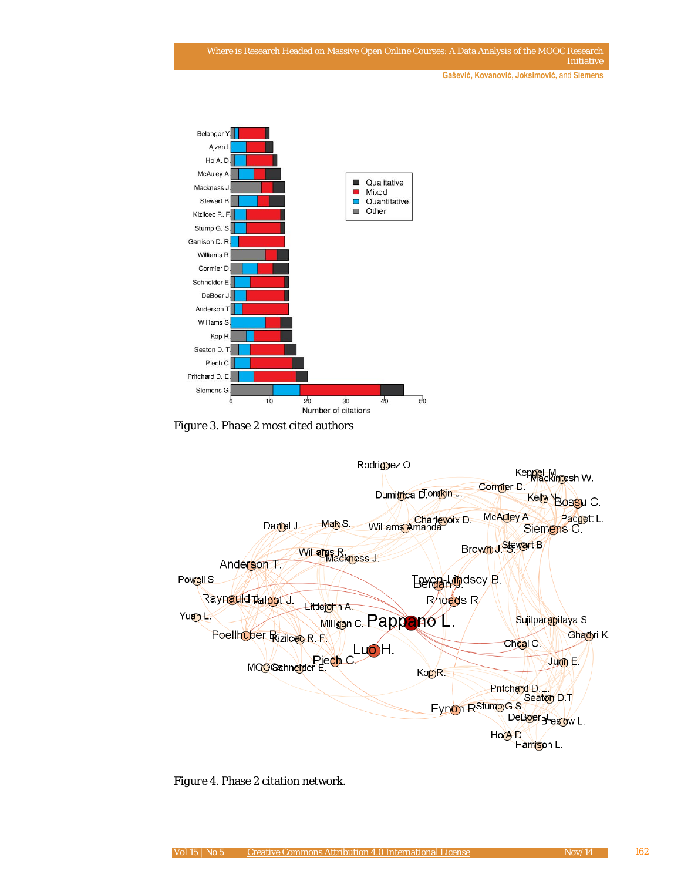Figure 3. Phase 2 most cited authors

Figure 4. Phase 2 citation network.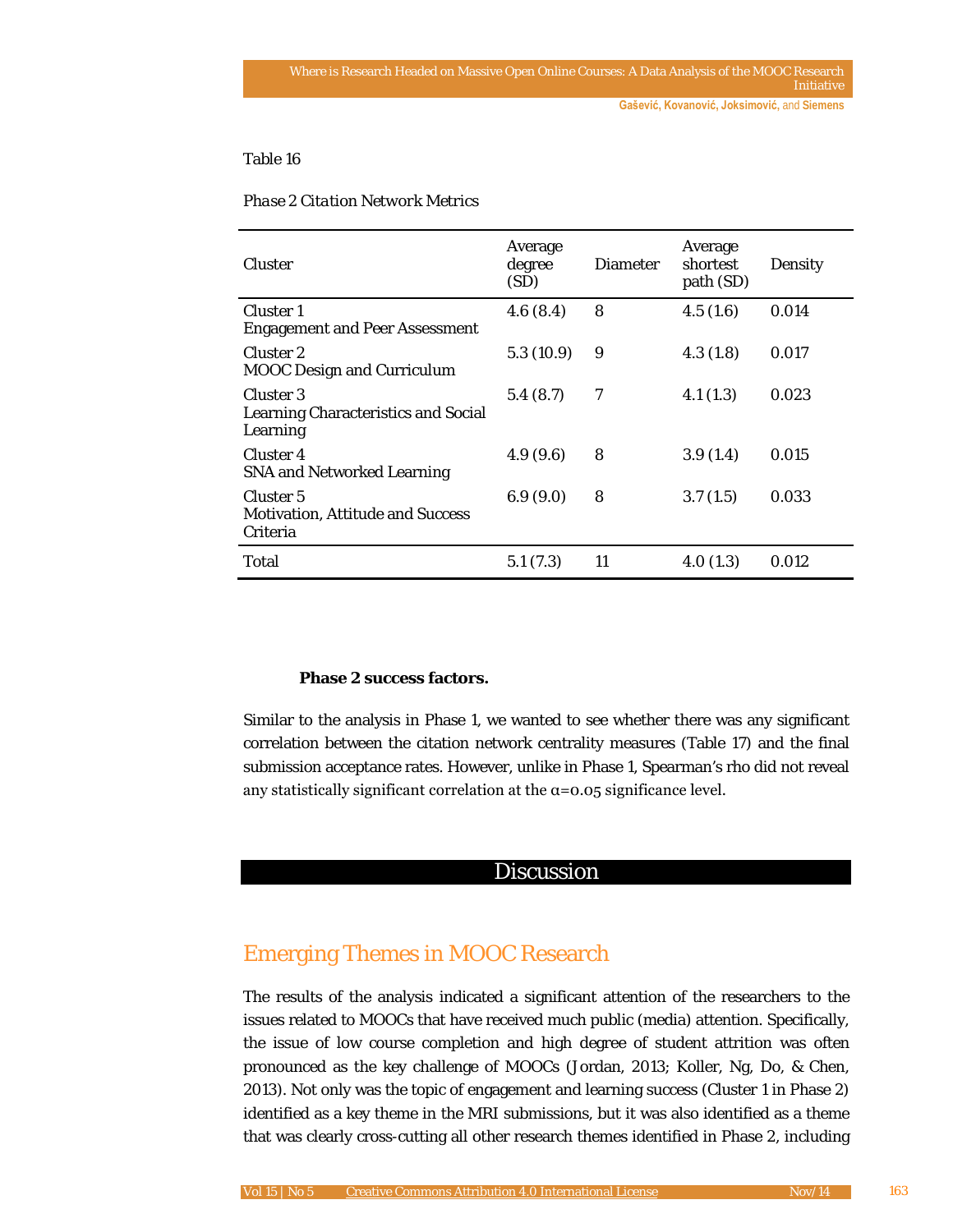Table 16

*Phase 2 Citation Network Metrics*

| Cluster | Average degree (SD) | Diameter | Average shortest path (SD) | Density |
|---|---|---|---|---|
| Cluster 1<br>Engagement and Peer Assessment | 4.6 (8.4) | 8 | 4.5 (1.6) | 0.014 |
| Cluster 2<br>MOOC Design and Curriculum | 5.3 (10.9) | 9 | 4.3 (1.8) | 0.017 |
| Cluster 3<br>Learning Characteristics and Social Learning | 5.4 (8.7) | 7 | 4.1 (1.3) | 0.023 |
| Cluster 4<br>SNA and Networked Learning | 4.9 (9.6) | 8 | 3.9 (1.4) | 0.015 |
| Cluster 5<br>Motivation, Attitude and Success Criteria | 6.9 (9.0) | 8 | 3.7 (1.5) | 0.033 |
| Total | 5.1 (7.3) | 11 | 4.0 (1.3) | 0.012 |

**Phase 2 success factors.**

Similar to the analysis in Phase 1, we wanted to see whether there was any significant correlation between the citation network centrality measures (Table 17) and the final submission acceptance rates. However, unlike in Phase 1, Spearman's rho did not reveal any statistically significant correlation at the $\alpha=0.05$ significance level.

# Discussion

## Emerging Themes in MOOC Research

The results of the analysis indicated a significant attention of the researchers to the issues related to MOOCs that have received much public (media) attention. Specifically, the issue of low course completion and high degree of student attrition was often pronounced as the key challenge of MOOCs (Jordan, 2013; Koller, Ng, Do, & Chen, 2013). Not only was the topic of engagement and learning success (Cluster 1 in Phase 2) identified as a key theme in the MRI submissions, but it was also identified as a theme that was clearly cross-cutting all other research themes identified in Phase 2, including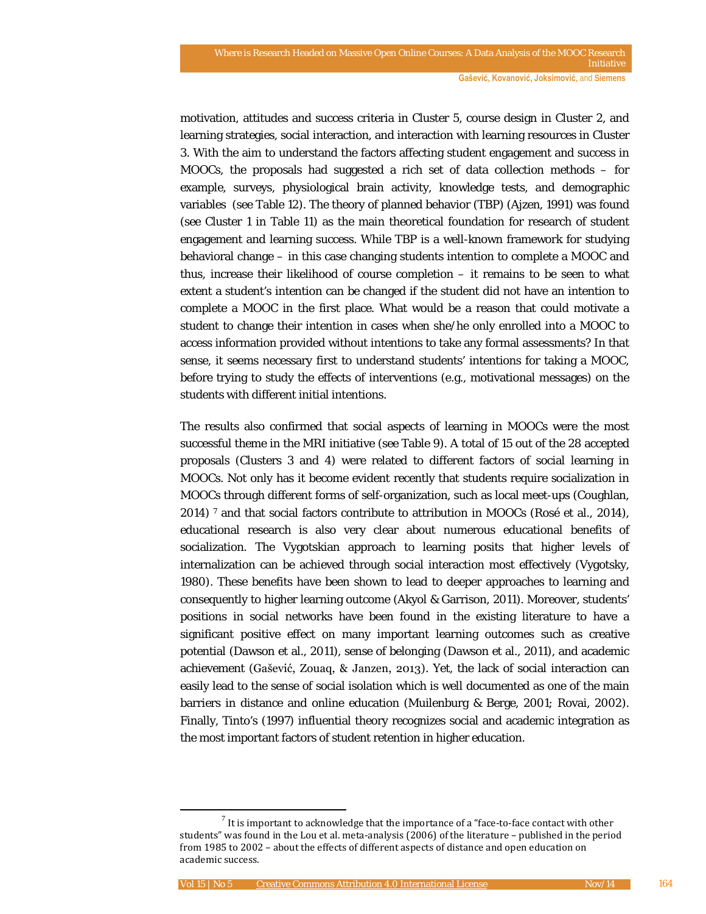motivation, attitudes and success criteria in Cluster 5, course design in Cluster 2, and learning strategies, social interaction, and interaction with learning resources in Cluster 3. With the aim to understand the factors affecting student engagement and success in MOOCs, the proposals had suggested a rich set of data collection methods – for example, surveys, physiological brain activity, knowledge tests, and demographic variables (see Table 12). The theory of planned behavior (TBP) (Ajzen, 1991) was found (see Cluster 1 in Table 11) as the main theoretical foundation for research of student engagement and learning success. While TBP is a well-known framework for studying behavioral change – in this case changing students intention to complete a MOOC and thus, increase their likelihood of course completion – it remains to be seen to what extent a student's intention can be changed if the student did not have an intention to complete a MOOC in the first place. What would be a reason that could motivate a student to change their intention in cases when she/he only enrolled into a MOOC to access information provided without intentions to take any formal assessments? In that sense, it seems necessary first to understand students' intentions for taking a MOOC, before trying to study the effects of interventions (e.g., motivational messages) on the students with different initial intentions.

The results also confirmed that social aspects of learning in MOOCs were the most successful theme in the MRI initiative (see Table 9). A total of 15 out of the 28 accepted proposals (Clusters 3 and 4) were related to different factors of social learning in MOOCs. Not only has it become evident recently that students require socialization in MOOCs through different forms of self-organization, such as local meet-ups (Coughlan, 2014) [7] and that social factors contribute to attribution in MOOCs (Rosé et al., 2014), educational research is also very clear about numerous educational benefits of socialization. The Vygotskian approach to learning posits that higher levels of internalization can be achieved through social interaction most effectively (Vygotsky, 1980). These benefits have been shown to lead to deeper approaches to learning and consequently to higher learning outcome (Akyol & Garrison, 2011). Moreover, students' positions in social networks have been found in the existing literature to have a significant positive effect on many important learning outcomes such as creative potential (Dawson et al., 2011), sense of belonging (Dawson et al., 2011), and academic achievement (Gašević, Zouaq, & Janzen, 2013). Yet, the lack of social interaction can easily lead to the sense of social isolation which is well documented as one of the main barriers in distance and online education (Muilenburg & Berge, 2001; Rovai, 2002). Finally, Tinto's (1997) influential theory recognizes social and academic integration as the most important factors of student retention in higher education.

---

[7] It is important to acknowledge that the importance of a "face-to-face contact with other students" was found in the Lou et al. meta-analysis (2006) of the literature – published in the period from 1985 to 2002 – about the effects of different aspects of distance and open education on academic success.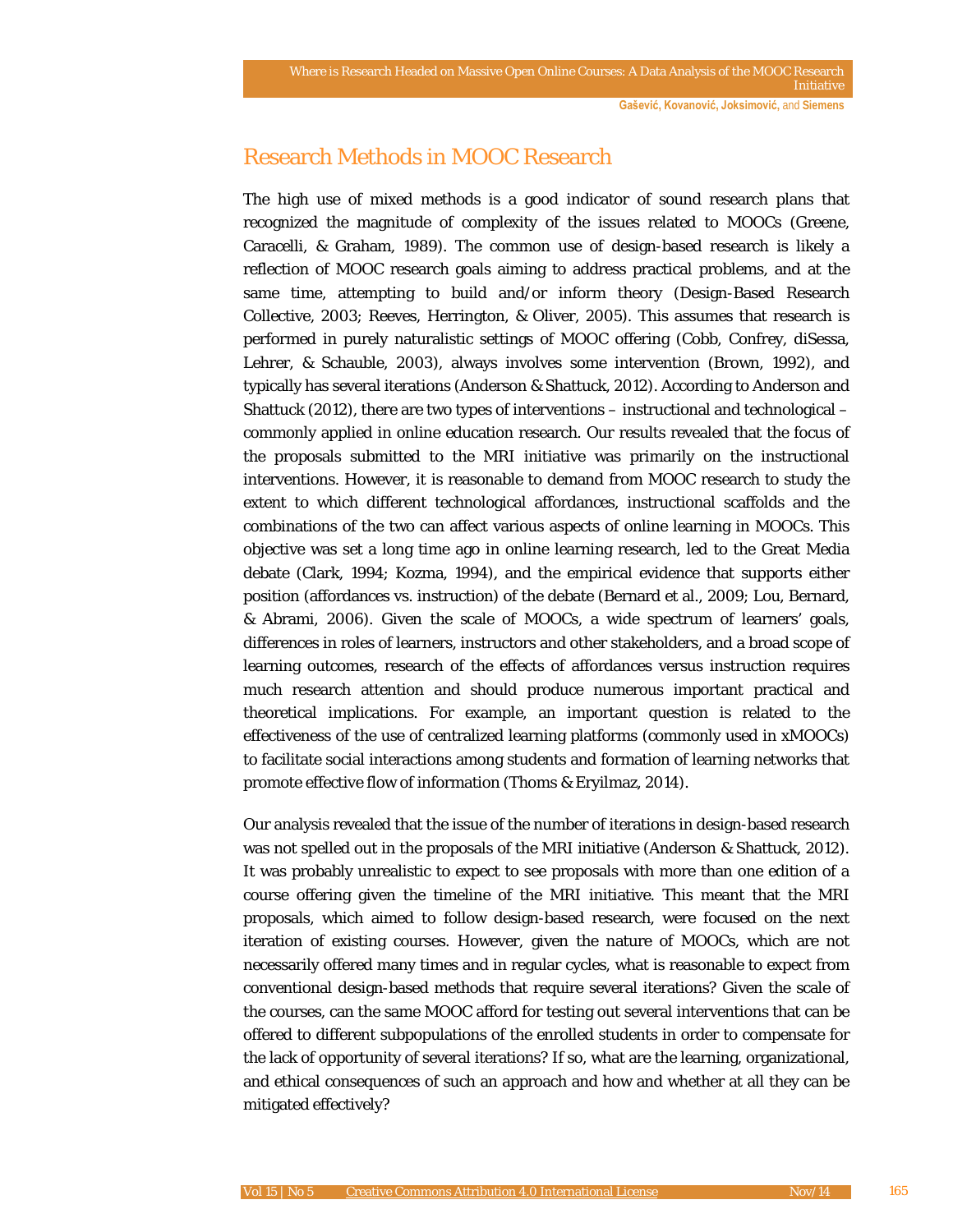## Research Methods in MOOC Research

The high use of mixed methods is a good indicator of sound research plans that recognized the magnitude of complexity of the issues related to MOOCs (Greene, Caracelli, & Graham, 1989). The common use of design-based research is likely a reflection of MOOC research goals aiming to address practical problems, and at the same time, attempting to build and/or inform theory (Design-Based Research Collective, 2003; Reeves, Herrington, & Oliver, 2005). This assumes that research is performed in purely naturalistic settings of MOOC offering (Cobb, Confrey, diSessa, Lehrer, & Schauble, 2003), always involves some intervention (Brown, 1992), and typically has several iterations (Anderson & Shattuck, 2012). According to Anderson and Shattuck (2012), there are two types of interventions – instructional and technological – commonly applied in online education research. Our results revealed that the focus of the proposals submitted to the MRI initiative was primarily on the instructional interventions. However, it is reasonable to demand from MOOC research to study the extent to which different technological affordances, instructional scaffolds and the combinations of the two can affect various aspects of online learning in MOOCs. This objective was set a long time ago in online learning research, led to the Great Media debate (Clark, 1994; Kozma, 1994), and the empirical evidence that supports either position (affordances vs. instruction) of the debate (Bernard et al., 2009; Lou, Bernard, & Abrami, 2006). Given the scale of MOOCs, a wide spectrum of learners' goals, differences in roles of learners, instructors and other stakeholders, and a broad scope of learning outcomes, research of the effects of affordances versus instruction requires much research attention and should produce numerous important practical and theoretical implications. For example, an important question is related to the effectiveness of the use of centralized learning platforms (commonly used in xMOOCs) to facilitate social interactions among students and formation of learning networks that promote effective flow of information (Thoms & Eryilmaz, 2014).

Our analysis revealed that the issue of the number of iterations in design-based research was not spelled out in the proposals of the MRI initiative (Anderson & Shattuck, 2012). It was probably unrealistic to expect to see proposals with more than one edition of a course offering given the timeline of the MRI initiative. This meant that the MRI proposals, which aimed to follow design-based research, were focused on the next iteration of existing courses. However, given the nature of MOOCs, which are not necessarily offered many times and in regular cycles, what is reasonable to expect from conventional design-based methods that require several iterations? Given the scale of the courses, can the same MOOC afford for testing out several interventions that can be offered to different subpopulations of the enrolled students in order to compensate for the lack of opportunity of several iterations? If so, what are the learning, organizational, and ethical consequences of such an approach and how and whether at all they can be mitigated effectively?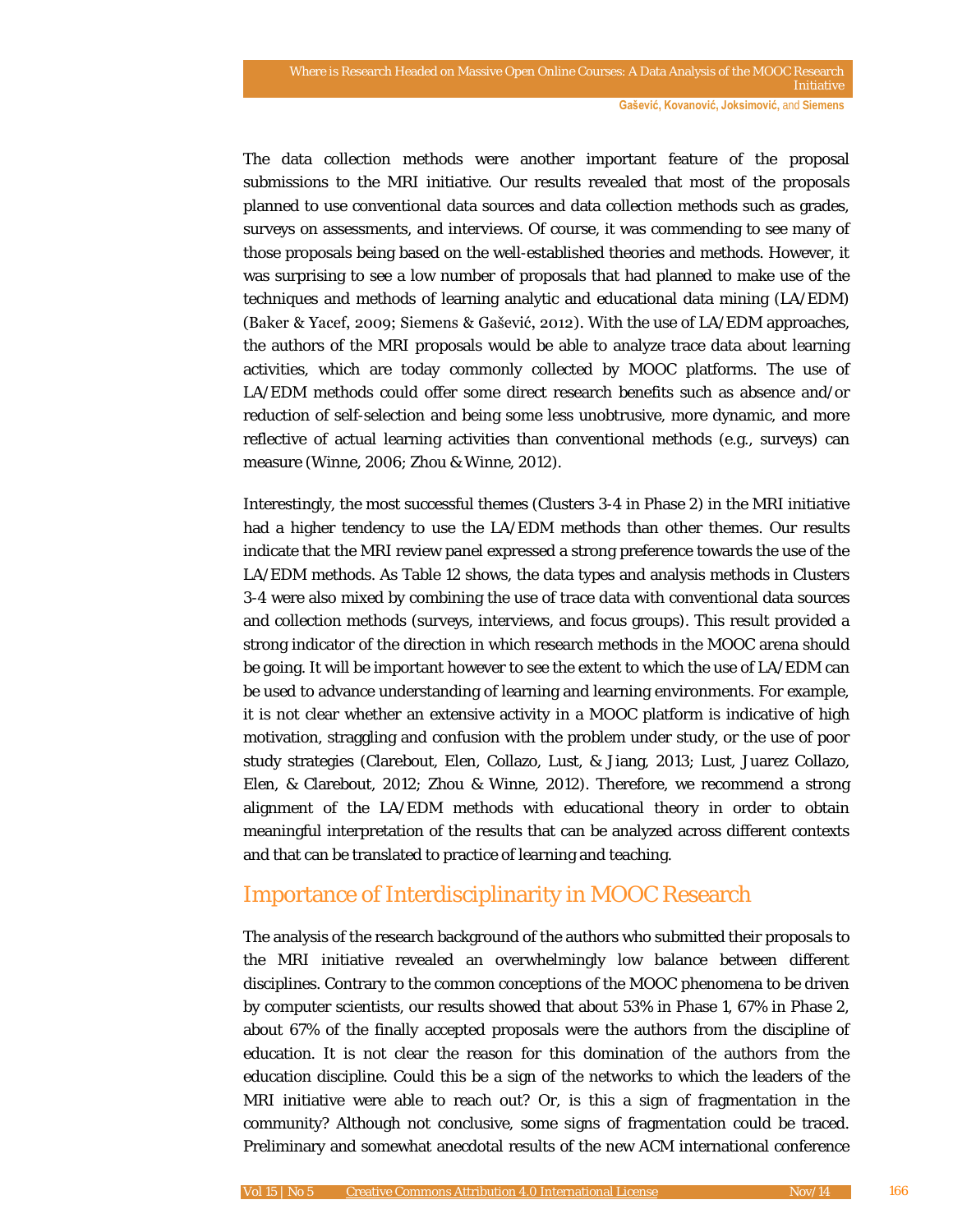The data collection methods were another important feature of the proposal submissions to the MRI initiative. Our results revealed that most of the proposals planned to use conventional data sources and data collection methods such as grades, surveys on assessments, and interviews. Of course, it was commending to see many of those proposals being based on the well-established theories and methods. However, it was surprising to see a low number of proposals that had planned to make use of the techniques and methods of learning analytic and educational data mining (LA/EDM) (Baker & Yacef, 2009; Siemens & Gašević, 2012). With the use of LA/EDM approaches, the authors of the MRI proposals would be able to analyze trace data about learning activities, which are today commonly collected by MOOC platforms. The use of LA/EDM methods could offer some direct research benefits such as absence and/or reduction of self-selection and being some less unobtrusive, more dynamic, and more reflective of actual learning activities than conventional methods (e.g., surveys) can measure (Winne, 2006; Zhou & Winne, 2012).

Interestingly, the most successful themes (Clusters 3-4 in Phase 2) in the MRI initiative had a higher tendency to use the LA/EDM methods than other themes. Our results indicate that the MRI review panel expressed a strong preference towards the use of the LA/EDM methods. As Table 12 shows, the data types and analysis methods in Clusters 3-4 were also mixed by combining the use of trace data with conventional data sources and collection methods (surveys, interviews, and focus groups). This result provided a strong indicator of the direction in which research methods in the MOOC arena should be going. It will be important however to see the extent to which the use of LA/EDM can be used to advance understanding of learning and learning environments. For example, it is not clear whether an extensive activity in a MOOC platform is indicative of high motivation, straggling and confusion with the problem under study, or the use of poor study strategies (Clarebout, Elen, Collazo, Lust, & Jiang, 2013; Lust, Juarez Collazo, Elen, & Clarebout, 2012; Zhou & Winne, 2012). Therefore, we recommend a strong alignment of the LA/EDM methods with educational theory in order to obtain meaningful interpretation of the results that can be analyzed across different contexts and that can be translated to practice of learning and teaching.

## Importance of Interdisciplinarity in MOOC Research

The analysis of the research background of the authors who submitted their proposals to the MRI initiative revealed an overwhelmingly low balance between different disciplines. Contrary to the common conceptions of the MOOC phenomena to be driven by computer scientists, our results showed that about 53% in Phase 1, 67% in Phase 2, about 67% of the finally accepted proposals were the authors from the discipline of education. It is not clear the reason for this domination of the authors from the education discipline. Could this be a sign of the networks to which the leaders of the MRI initiative were able to reach out? Or, is this a sign of fragmentation in the community? Although not conclusive, some signs of fragmentation could be traced. Preliminary and somewhat anecdotal results of the new ACM international conference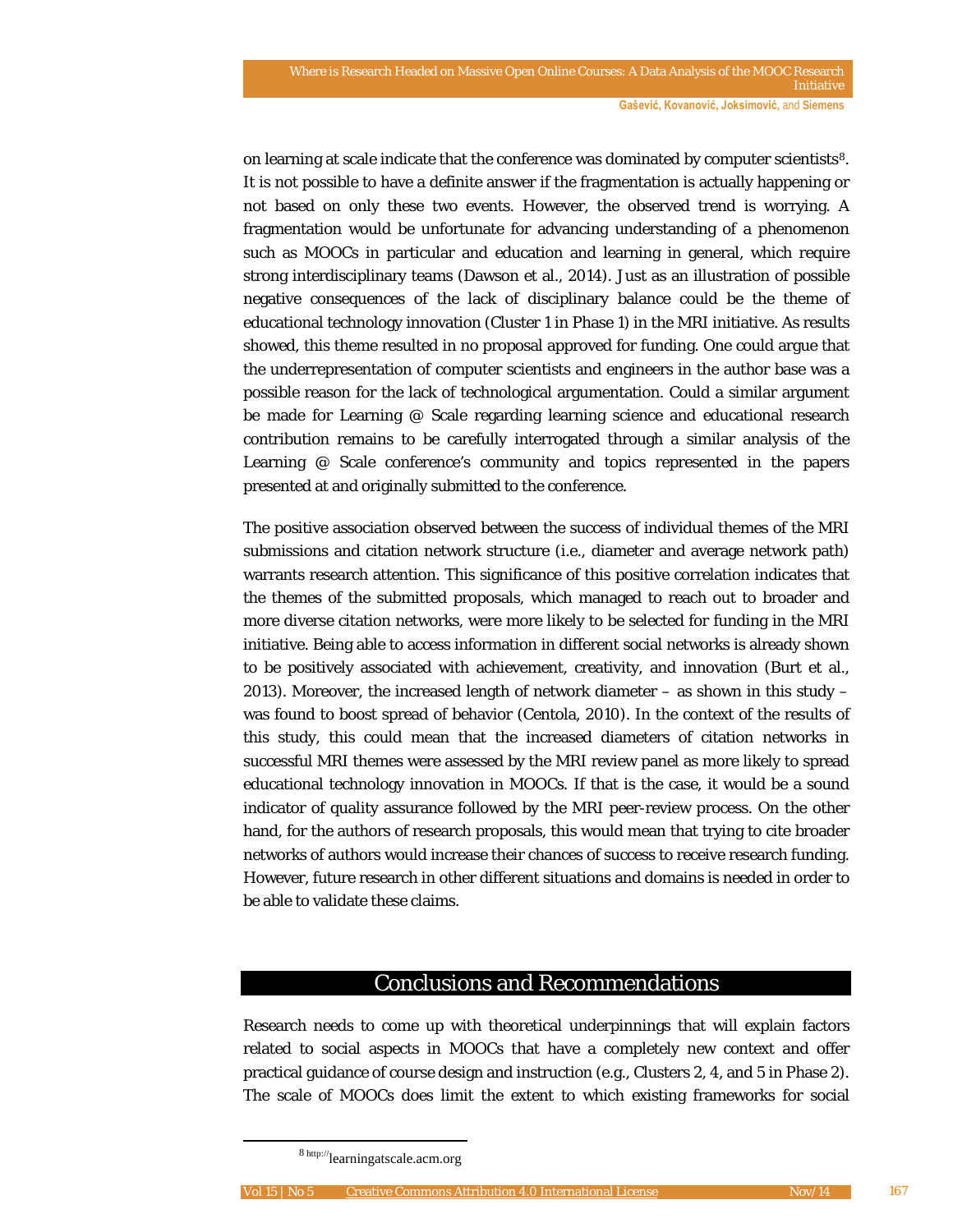on learning at scale indicate that the conference was dominated by computer scientists[8]. It is not possible to have a definite answer if the fragmentation is actually happening or not based on only these two events. However, the observed trend is worrying. A fragmentation would be unfortunate for advancing understanding of a phenomenon such as MOOCs in particular and education and learning in general, which require strong interdisciplinary teams (Dawson et al., 2014). Just as an illustration of possible negative consequences of the lack of disciplinary balance could be the theme of educational technology innovation (Cluster 1 in Phase 1) in the MRI initiative. As results showed, this theme resulted in no proposal approved for funding. One could argue that the underrepresentation of computer scientists and engineers in the author base was a possible reason for the lack of technological argumentation. Could a similar argument be made for Learning @ Scale regarding learning science and educational research contribution remains to be carefully interrogated through a similar analysis of the Learning @ Scale conference's community and topics represented in the papers presented at and originally submitted to the conference.

The positive association observed between the success of individual themes of the MRI submissions and citation network structure (i.e., diameter and average network path) warrants research attention. This significance of this positive correlation indicates that the themes of the submitted proposals, which managed to reach out to broader and more diverse citation networks, were more likely to be selected for funding in the MRI initiative. Being able to access information in different social networks is already shown to be positively associated with achievement, creativity, and innovation (Burt et al., 2013). Moreover, the increased length of network diameter – as shown in this study – was found to boost spread of behavior (Centola, 2010). In the context of the results of this study, this could mean that the increased diameters of citation networks in successful MRI themes were assessed by the MRI review panel as more likely to spread educational technology innovation in MOOCs. If that is the case, it would be a sound indicator of quality assurance followed by the MRI peer-review process. On the other hand, for the authors of research proposals, this would mean that trying to cite broader networks of authors would increase their chances of success to receive research funding. However, future research in other different situations and domains is needed in order to be able to validate these claims.

## Conclusions and Recommendations

Research needs to come up with theoretical underpinnings that will explain factors related to social aspects in MOOCs that have a completely new context and offer practical guidance of course design and instruction (e.g., Clusters 2, 4, and 5 in Phase 2). The scale of MOOCs does limit the extent to which existing frameworks for social

[8] http://learningatscale.acm.org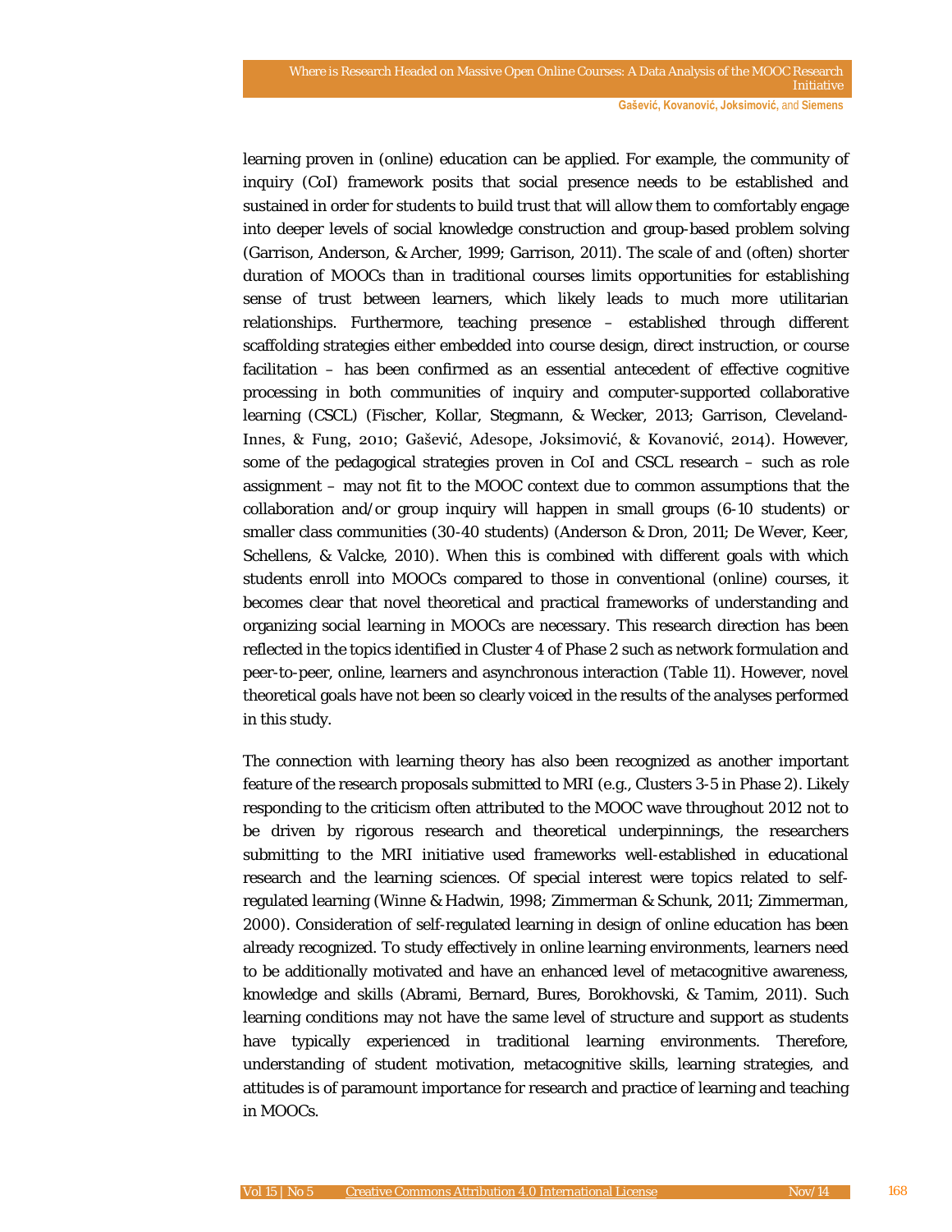learning proven in (online) education can be applied. For example, the community of inquiry (CoI) framework posits that social presence needs to be established and sustained in order for students to build trust that will allow them to comfortably engage into deeper levels of social knowledge construction and group-based problem solving (Garrison, Anderson, & Archer, 1999; Garrison, 2011). The scale of and (often) shorter duration of MOOCs than in traditional courses limits opportunities for establishing sense of trust between learners, which likely leads to much more utilitarian relationships. Furthermore, teaching presence – established through different scaffolding strategies either embedded into course design, direct instruction, or course facilitation – has been confirmed as an essential antecedent of effective cognitive processing in both communities of inquiry and computer-supported collaborative learning (CSCL) (Fischer, Kollar, Stegmann, & Wecker, 2013; Garrison, Cleveland-Innes, & Fung, 2010; Gašević, Adesope, Joksimović, & Kovanović, 2014). However, some of the pedagogical strategies proven in CoI and CSCL research – such as role assignment – may not fit to the MOOC context due to common assumptions that the collaboration and/or group inquiry will happen in small groups (6-10 students) or smaller class communities (30-40 students) (Anderson & Dron, 2011; De Wever, Keer, Schellens, & Valcke, 2010). When this is combined with different goals with which students enroll into MOOCs compared to those in conventional (online) courses, it becomes clear that novel theoretical and practical frameworks of understanding and organizing social learning in MOOCs are necessary. This research direction has been reflected in the topics identified in Cluster 4 of Phase 2 such as network formulation and peer-to-peer, online, learners and asynchronous interaction (Table 11). However, novel theoretical goals have not been so clearly voiced in the results of the analyses performed in this study.

The connection with learning theory has also been recognized as another important feature of the research proposals submitted to MRI (e.g., Clusters 3-5 in Phase 2). Likely responding to the criticism often attributed to the MOOC wave throughout 2012 not to be driven by rigorous research and theoretical underpinnings, the researchers submitting to the MRI initiative used frameworks well-established in educational research and the learning sciences. Of special interest were topics related to self-regulated learning (Winne & Hadwin, 1998; Zimmerman & Schunk, 2011; Zimmerman, 2000). Consideration of self-regulated learning in design of online education has been already recognized. To study effectively in online learning environments, learners need to be additionally motivated and have an enhanced level of metacognitive awareness, knowledge and skills (Abrami, Bernard, Bures, Borokhovski, & Tamim, 2011). Such learning conditions may not have the same level of structure and support as students have typically experienced in traditional learning environments. Therefore, understanding of student motivation, metacognitive skills, learning strategies, and attitudes is of paramount importance for research and practice of learning and teaching in MOOCs.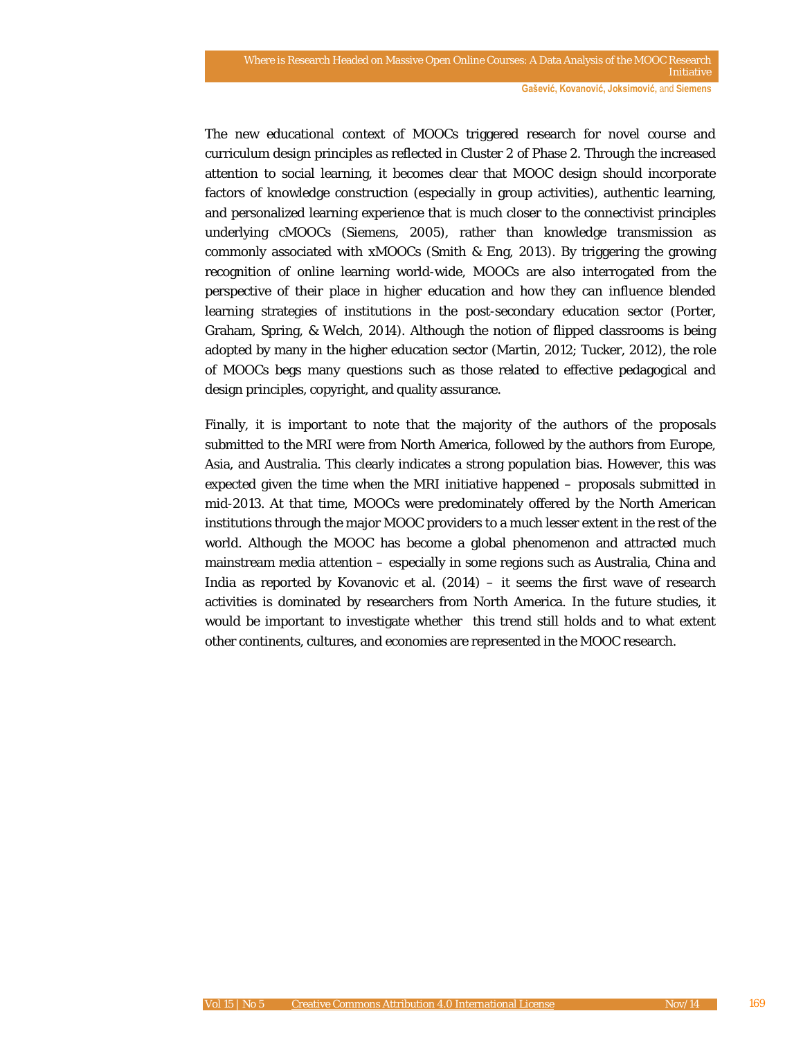The new educational context of MOOCs triggered research for novel course and curriculum design principles as reflected in Cluster 2 of Phase 2. Through the increased attention to social learning, it becomes clear that MOOC design should incorporate factors of knowledge construction (especially in group activities), authentic learning, and personalized learning experience that is much closer to the connectivist principles underlying cMOOCs (Siemens, 2005), rather than knowledge transmission as commonly associated with xMOOCs (Smith & Eng, 2013). By triggering the growing recognition of online learning world-wide, MOOCs are also interrogated from the perspective of their place in higher education and how they can influence blended learning strategies of institutions in the post-secondary education sector (Porter, Graham, Spring, & Welch, 2014). Although the notion of flipped classrooms is being adopted by many in the higher education sector (Martin, 2012; Tucker, 2012), the role of MOOCs begs many questions such as those related to effective pedagogical and design principles, copyright, and quality assurance.

Finally, it is important to note that the majority of the authors of the proposals submitted to the MRI were from North America, followed by the authors from Europe, Asia, and Australia. This clearly indicates a strong population bias. However, this was expected given the time when the MRI initiative happened – proposals submitted in mid-2013. At that time, MOOCs were predominately offered by the North American institutions through the major MOOC providers to a much lesser extent in the rest of the world. Although the MOOC has become a global phenomenon and attracted much mainstream media attention – especially in some regions such as Australia, China and India as reported by Kovanovic et al. (2014) – it seems the first wave of research activities is dominated by researchers from North America. In the future studies, it would be important to investigate whether this trend still holds and to what extent other continents, cultures, and economies are represented in the MOOC research.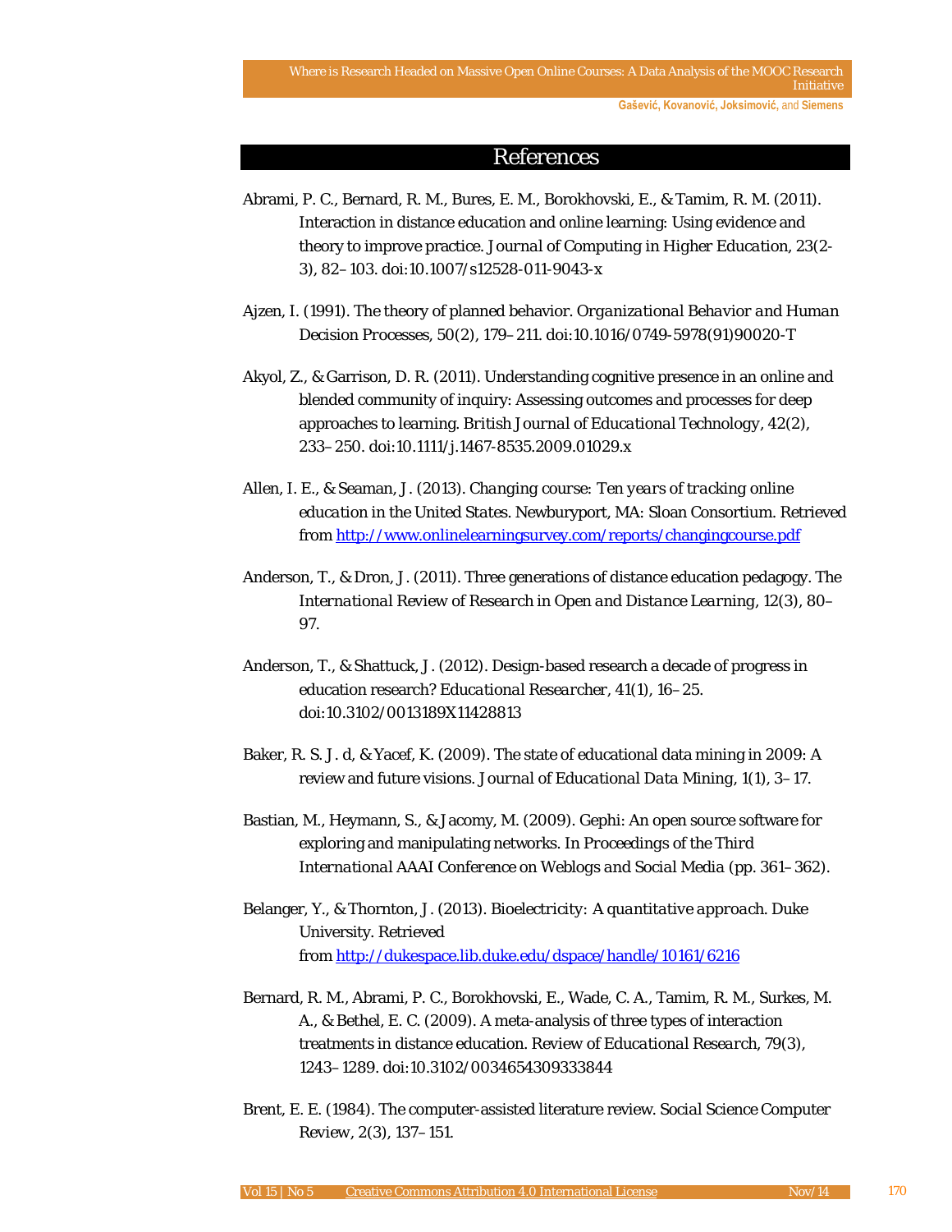# References

Abrami, P. C., Bernard, R. M., Bures, E. M., Borokhovski, E., & Tamim, R. M. (2011). Interaction in distance education and online learning: Using evidence and theory to improve practice. *Journal of Computing in Higher Education, 23*(2-3), 82–103. doi:10.1007/s12528-011-9043-x

Ajzen, I. (1991). The theory of planned behavior. *Organizational Behavior and Human Decision Processes, 50*(2), 179–211. doi:10.1016/0749-5978(91)90020-T

Akyol, Z., & Garrison, D. R. (2011). Understanding cognitive presence in an online and blended community of inquiry: Assessing outcomes and processes for deep approaches to learning. *British Journal of Educational Technology, 42*(2), 233–250. doi:10.1111/j.1467-8535.2009.01029.x

Allen, I. E., & Seaman, J. (2013). *Changing course: Ten years of tracking online education in the United States*. Newburyport, MA: Sloan Consortium. Retrieved from http://www.onlinelearningsurvey.com/reports/changingcourse.pdf

Anderson, T., & Dron, J. (2011). Three generations of distance education pedagogy. *The International Review of Research in Open and Distance Learning, 12*(3), 80–97.

Anderson, T., & Shattuck, J. (2012). Design-based research a decade of progress in education research? *Educational Researcher, 41*(1), 16–25. doi:10.3102/0013189X11428813

Baker, R. S. J. d, & Yacef, K. (2009). The state of educational data mining in 2009: A review and future visions. *Journal of Educational Data Mining, 1*(1), 3–17.

Bastian, M., Heymann, S., & Jacomy, M. (2009). Gephi: An open source software for exploring and manipulating networks. In *Proceedings of the Third International AAAI Conference on Weblogs and Social Media* (pp. 361–362).

Belanger, Y., & Thornton, J. (2013). *Bioelectricity: A quantitative approach*. Duke University. Retrieved from http://dukespace.lib.duke.edu/dspace/handle/10161/6216

Bernard, R. M., Abrami, P. C., Borokhovski, E., Wade, C. A., Tamim, R. M., Surkes, M. A., & Bethel, E. C. (2009). A meta-analysis of three types of interaction treatments in distance education. *Review of Educational Research, 79*(3), 1243–1289. doi:10.3102/0034654309333844

Brent, E. E. (1984). The computer-assisted literature review. *Social Science Computer Review, 2*(3), 137–151.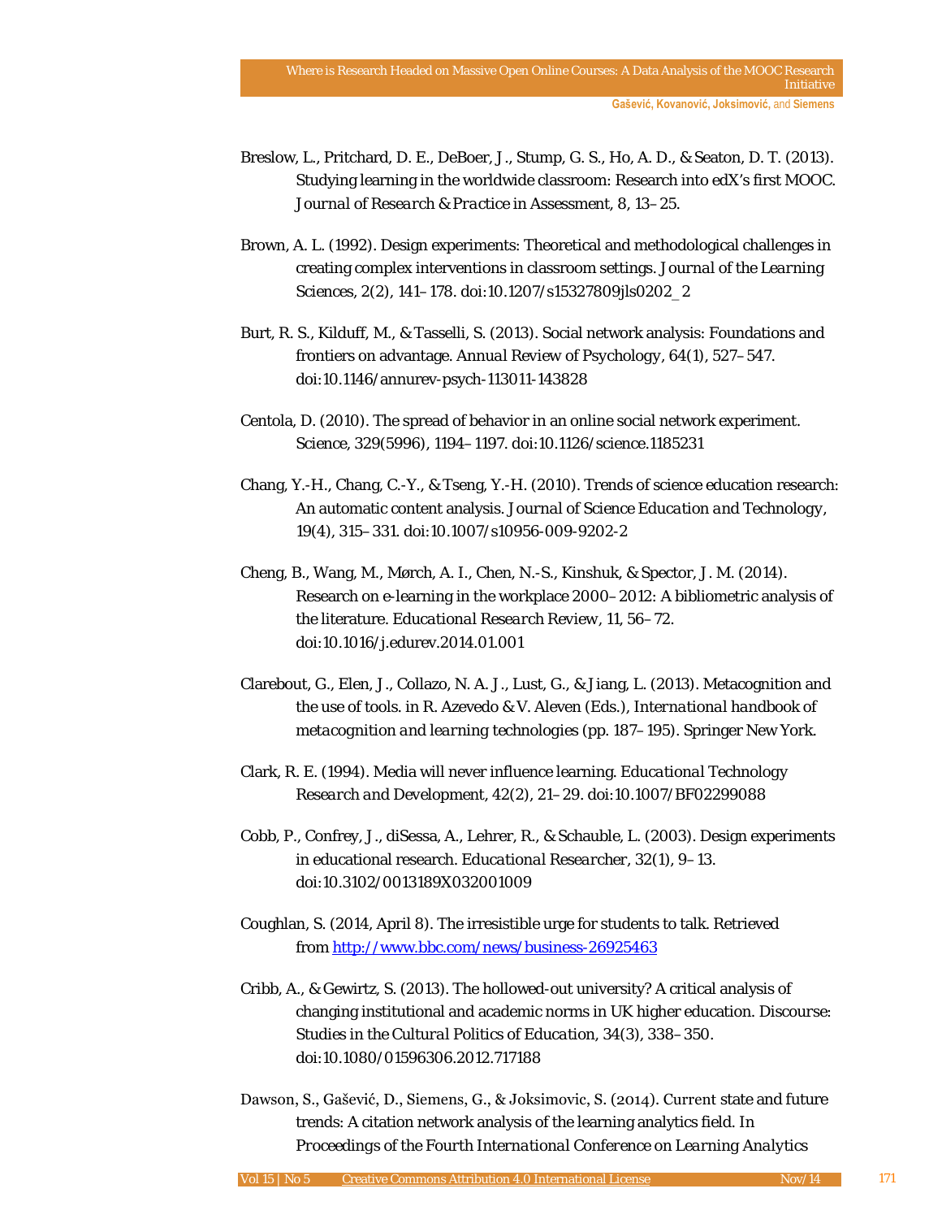Breslow, L., Pritchard, D. E., DeBoer, J., Stump, G. S., Ho, A. D., & Seaton, D. T. (2013). Studying learning in the worldwide classroom: Research into edX's first MOOC. *Journal of Research & Practice in Assessment, 8*, 13–25.

Brown, A. L. (1992). Design experiments: Theoretical and methodological challenges in creating complex interventions in classroom settings. *Journal of the Learning Sciences, 2*(2), 141–178. doi:10.1207/s15327809jls0202_2

Burt, R. S., Kilduff, M., & Tasselli, S. (2013). Social network analysis: Foundations and frontiers on advantage. *Annual Review of Psychology, 64*(1), 527–547. doi:10.1146/annurev-psych-113011-143828

Centola, D. (2010). The spread of behavior in an online social network experiment. *Science, 329*(5996), 1194–1197. doi:10.1126/science.1185231

Chang, Y.-H., Chang, C.-Y., & Tseng, Y.-H. (2010). Trends of science education research: An automatic content analysis. *Journal of Science Education and Technology, 19*(4), 315–331. doi:10.1007/s10956-009-9202-2

Cheng, B., Wang, M., Mørch, A. I., Chen, N.-S., Kinshuk, & Spector, J. M. (2014). Research on e-learning in the workplace 2000–2012: A bibliometric analysis of the literature. *Educational Research Review, 11*, 56–72. doi:10.1016/j.edurev.2014.01.001

Clarebout, G., Elen, J., Collazo, N. A. J., Lust, G., & Jiang, L. (2013). Metacognition and the use of tools. in R. Azevedo & V. Aleven (Eds.), *International handbook of metacognition and learning technologies* (pp. 187–195). Springer New York.

Clark, R. E. (1994). Media will never influence learning. *Educational Technology Research and Development, 42*(2), 21–29. doi:10.1007/BF02299088

Cobb, P., Confrey, J., diSessa, A., Lehrer, R., & Schauble, L. (2003). Design experiments in educational research. *Educational Researcher, 32*(1), 9–13. doi:10.3102/0013189X032001009

Coughlan, S. (2014, April 8). The irresistible urge for students to talk. Retrieved from http://www.bbc.com/news/business-26925463

Cribb, A., & Gewirtz, S. (2013). The hollowed-out university? A critical analysis of changing institutional and academic norms in UK higher education. *Discourse: Studies in the Cultural Politics of Education, 34*(3), 338–350. doi:10.1080/01596306.2012.717188

Dawson, S., Gašević, D., Siemens, G., & Joksimovic, S. (2014). Current state and future trends: A citation network analysis of the learning analytics field. In *Proceedings of the Fourth International Conference on Learning Analytics*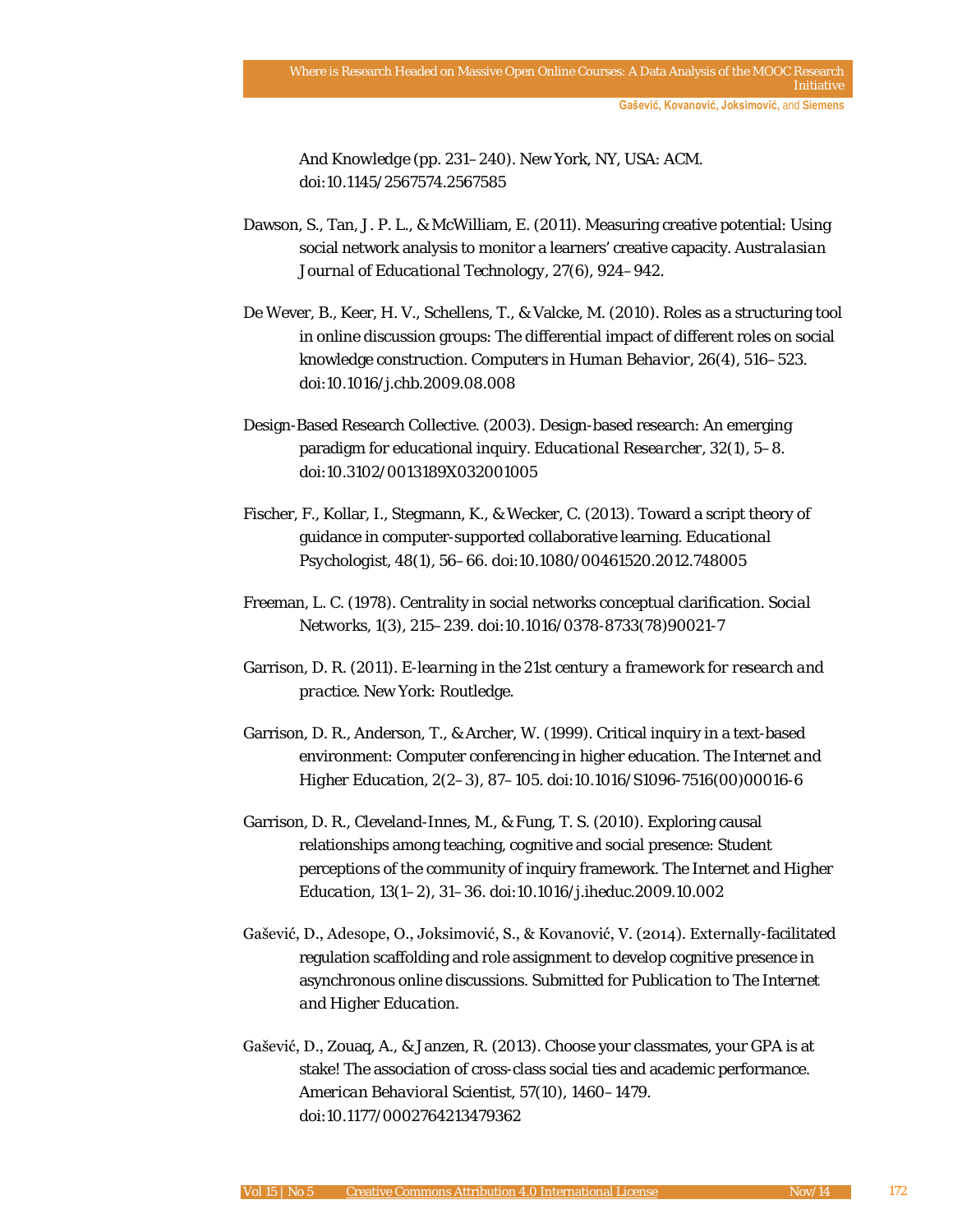And Knowledge (pp. 231–240). New York, NY, USA: ACM. doi:10.1145/2567574.2567585

Dawson, S., Tan, J. P. L., & McWilliam, E. (2011). Measuring creative potential: Using social network analysis to monitor a learners' creative capacity. *Australasian Journal of Educational Technology*, *27*(6), 924–942.

De Wever, B., Keer, H. V., Schellens, T., & Valcke, M. (2010). Roles as a structuring tool in online discussion groups: The differential impact of different roles on social knowledge construction. *Computers in Human Behavior*, *26*(4), 516–523. doi:10.1016/j.chb.2009.08.008

Design-Based Research Collective. (2003). Design-based research: An emerging paradigm for educational inquiry. *Educational Researcher*, *32*(1), 5–8. doi:10.3102/0013189X032001005

Fischer, F., Kollar, I., Stegmann, K., & Wecker, C. (2013). Toward a script theory of guidance in computer-supported collaborative learning. *Educational Psychologist*, *48*(1), 56–66. doi:10.1080/00461520.2012.748005

Freeman, L. C. (1978). Centrality in social networks conceptual clarification. *Social Networks*, *1*(3), 215–239. doi:10.1016/0378-8733(78)90021-7

Garrison, D. R. (2011). *E-learning in the 21st century a framework for research and practice*. New York: Routledge.

Garrison, D. R., Anderson, T., & Archer, W. (1999). Critical inquiry in a text-based environment: Computer conferencing in higher education. *The Internet and Higher Education*, *2*(2–3), 87–105. doi:10.1016/S1096-7516(00)00016-6

Garrison, D. R., Cleveland-Innes, M., & Fung, T. S. (2010). Exploring causal relationships among teaching, cognitive and social presence: Student perceptions of the community of inquiry framework. *The Internet and Higher Education*, *13*(1–2), 31–36. doi:10.1016/j.iheduc.2009.10.002

Gašević, D., Adesope, O., Joksimović, S., & Kovanović, V. (2014). Externally-facilitated regulation scaffolding and role assignment to develop cognitive presence in asynchronous online discussions. *Submitted for Publication to The Internet and Higher Education*.

Gašević, D., Zouaq, A., & Janzen, R. (2013). Choose your classmates, your GPA is at stake! The association of cross-class social ties and academic performance. *American Behavioral Scientist*, *57*(10), 1460–1479. doi:10.1177/0002764213479362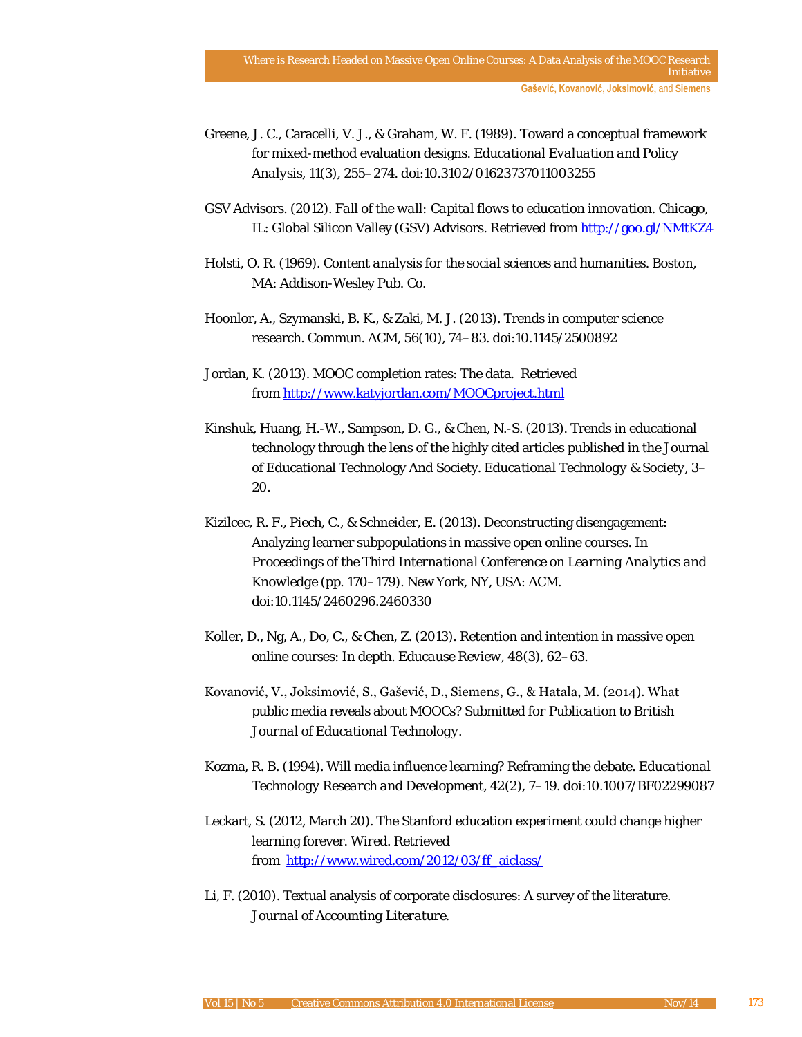Greene, J. C., Caracelli, V. J., & Graham, W. F. (1989). Toward a conceptual framework for mixed-method evaluation designs. *Educational Evaluation and Policy Analysis*, 11(3), 255–274. doi:10.3102/01623737011003255

GSV Advisors. (2012). *Fall of the wall: Capital flows to education innovation*. Chicago, IL: Global Silicon Valley (GSV) Advisors. Retrieved from http://goo.gl/NMtKZ4

Holsti, O. R. (1969). *Content analysis for the social sciences and humanities*. Boston, MA: Addison-Wesley Pub. Co.

Hoonlor, A., Szymanski, B. K., & Zaki, M. J. (2013). Trends in computer science research. Commun. ACM, 56(10), 74–83. doi:10.1145/2500892

Jordan, K. (2013). MOOC completion rates: The data. Retrieved from http://www.katyjordan.com/MOOCproject.html

Kinshuk, Huang, H.-W., Sampson, D. G., & Chen, N.-S. (2013). Trends in educational technology through the lens of the highly cited articles published in the Journal of Educational Technology And Society. *Educational Technology & Society*, 3–20.

Kizilcec, R. F., Piech, C., & Schneider, E. (2013). Deconstructing disengagement: Analyzing learner subpopulations in massive open online courses. In *Proceedings of the Third International Conference on Learning Analytics and Knowledge* (pp. 170–179). New York, NY, USA: ACM. doi:10.1145/2460296.2460330

Koller, D., Ng, A., Do, C., & Chen, Z. (2013). Retention and intention in massive open online courses: In depth. *Educause Review*, 48(3), 62–63.

Kovanović, V., Joksimović, S., Gašević, D., Siemens, G., & Hatala, M. (2014). What public media reveals about MOOCs? *Submitted for Publication to British Journal of Educational Technology*.

Kozma, R. B. (1994). Will media influence learning? Reframing the debate. *Educational Technology Research and Development*, 42(2), 7–19. doi:10.1007/BF02299087

Leckart, S. (2012, March 20). The Stanford education experiment could change higher learning forever. *Wired*. Retrieved from http://www.wired.com/2012/03/ff_aiclass/

Li, F. (2010). Textual analysis of corporate disclosures: A survey of the literature. *Journal of Accounting Literature*.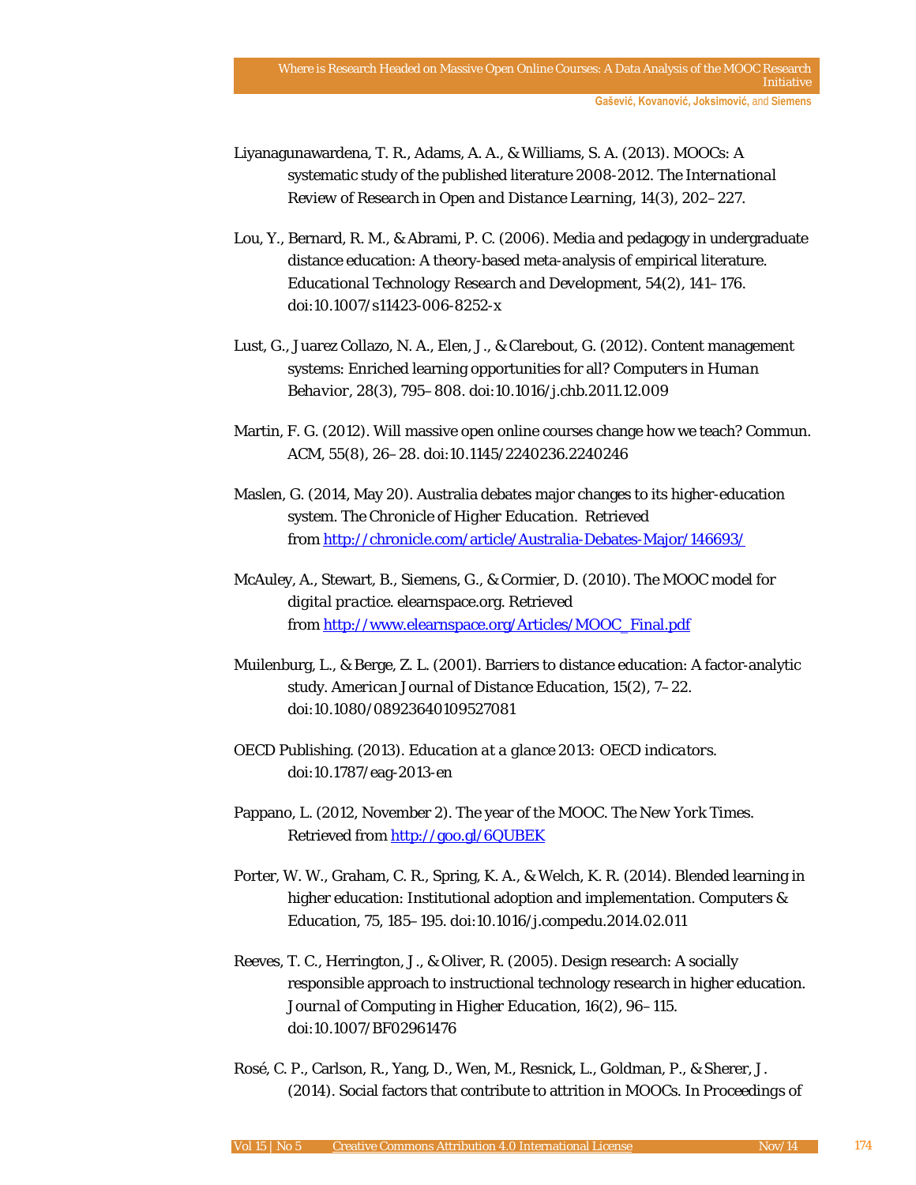Liyanagunawardena, T. R., Adams, A. A., & Williams, S. A. (2013). MOOCs: A systematic study of the published literature 2008-2012. *The International Review of Research in Open and Distance Learning, 14*(3), 202–227.

Lou, Y., Bernard, R. M., & Abrami, P. C. (2006). Media and pedagogy in undergraduate distance education: A theory-based meta-analysis of empirical literature. *Educational Technology Research and Development, 54*(2), 141–176. doi:10.1007/s11423-006-8252-x

Lust, G., Juarez Collazo, N. A., Elen, J., & Clarebout, G. (2012). Content management systems: Enriched learning opportunities for all? *Computers in Human Behavior, 28*(3), 795–808. doi:10.1016/j.chb.2011.12.009

Martin, F. G. (2012). Will massive open online courses change how we teach? Commun. ACM, 55(8), 26–28. doi:10.1145/2240236.2240246

Maslen, G. (2014, May 20). Australia debates major changes to its higher-education system. *The Chronicle of Higher Education*. Retrieved from http://chronicle.com/article/Australia-Debates-Major/146693/

McAuley, A., Stewart, B., Siemens, G., & Cormier, D. (2010). The MOOC model for *digital practice*. elearnspace.org. Retrieved from http://www.elearnspace.org/Articles/MOOC_Final.pdf

Muilenburg, L., & Berge, Z. L. (2001). Barriers to distance education: A factor-analytic study. *American Journal of Distance Education, 15*(2), 7–22. doi:10.1080/08923640109527081

OECD Publishing. (2013). *Education at a glance 2013: OECD indicators*. doi:10.1787/eag-2013-en

Pappano, L. (2012, November 2). The year of the MOOC. *The New York Times*. Retrieved from http://goo.gl/6QUBEK

Porter, W. W., Graham, C. R., Spring, K. A., & Welch, K. R. (2014). Blended learning in higher education: Institutional adoption and implementation. *Computers & Education, 75*, 185–195. doi:10.1016/j.compedu.2014.02.011

Reeves, T. C., Herrington, J., & Oliver, R. (2005). Design research: A socially responsible approach to instructional technology research in higher education. *Journal of Computing in Higher Education, 16*(2), 96–115. doi:10.1007/BF02961476

Rosé, C. P., Carlson, R., Yang, D., Wen, M., Resnick, L., Goldman, P., & Sherer, J. (2014). Social factors that contribute to attrition in MOOCs. In *Proceedings of*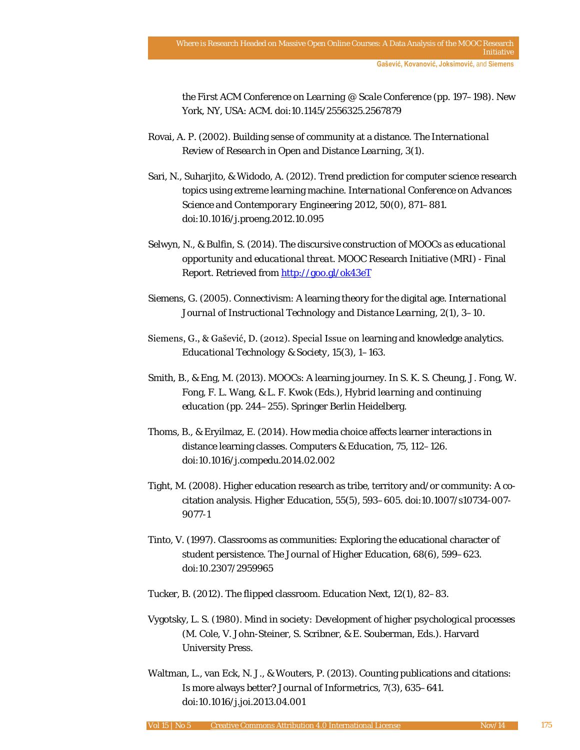the *First ACM Conference on Learning @ Scale Conference* (pp. 197–198). New York, NY, USA: ACM. doi:10.1145/2556325.2567879

Rovai, A. P. (2002). Building sense of community at a distance. *The International Review of Research in Open and Distance Learning*, 3(1).

Sari, N., Suharjito, & Widodo, A. (2012). Trend prediction for computer science research topics using extreme learning machine. *International Conference on Advances Science and Contemporary Engineering 2012*, 50(0), 871–881. doi:10.1016/j.proeng.2012.10.095

Selwyn, N., & Bulfin, S. (2014). *The discursive construction of MOOCs as educational opportunity and educational threat*. MOOC Research Initiative (MRI) - Final Report. Retrieved from http://goo.gl/ok43eT

Siemens, G. (2005). Connectivism: A learning theory for the digital age. *International Journal of Instructional Technology and Distance Learning*, 2(1), 3–10.

Siemens, G., & Gašević, D. (2012). Special Issue on learning and knowledge analytics. *Educational Technology & Society*, 15(3), 1–163.

Smith, B., & Eng, M. (2013). MOOCs: A learning journey. In S. K. S. Cheung, J. Fong, W. Fong, F. L. Wang, & L. F. Kwok (Eds.), *Hybrid learning and continuing education* (pp. 244–255). Springer Berlin Heidelberg.

Thoms, B., & Eryilmaz, E. (2014). How media choice affects learner interactions in distance learning classes. *Computers & Education*, 75, 112–126. doi:10.1016/j.compedu.2014.02.002

Tight, M. (2008). Higher education research as tribe, territory and/or community: A co-citation analysis. *Higher Education*, 55(5), 593–605. doi:10.1007/s10734-007-9077-1

Tinto, V. (1997). Classrooms as communities: Exploring the educational character of student persistence. *The Journal of Higher Education*, 68(6), 599–623. doi:10.2307/2959965

Tucker, B. (2012). The flipped classroom. *Education Next*, 12(1), 82–83.

Vygotsky, L. S. (1980). *Mind in society: Development of higher psychological processes* (M. Cole, V. John-Steiner, S. Scribner, & E. Souberman, Eds.). Harvard University Press.

Waltman, L., van Eck, N. J., & Wouters, P. (2013). Counting publications and citations: Is more always better? *Journal of Informetrics*, 7(3), 635–641. doi:10.1016/j.joi.2013.04.001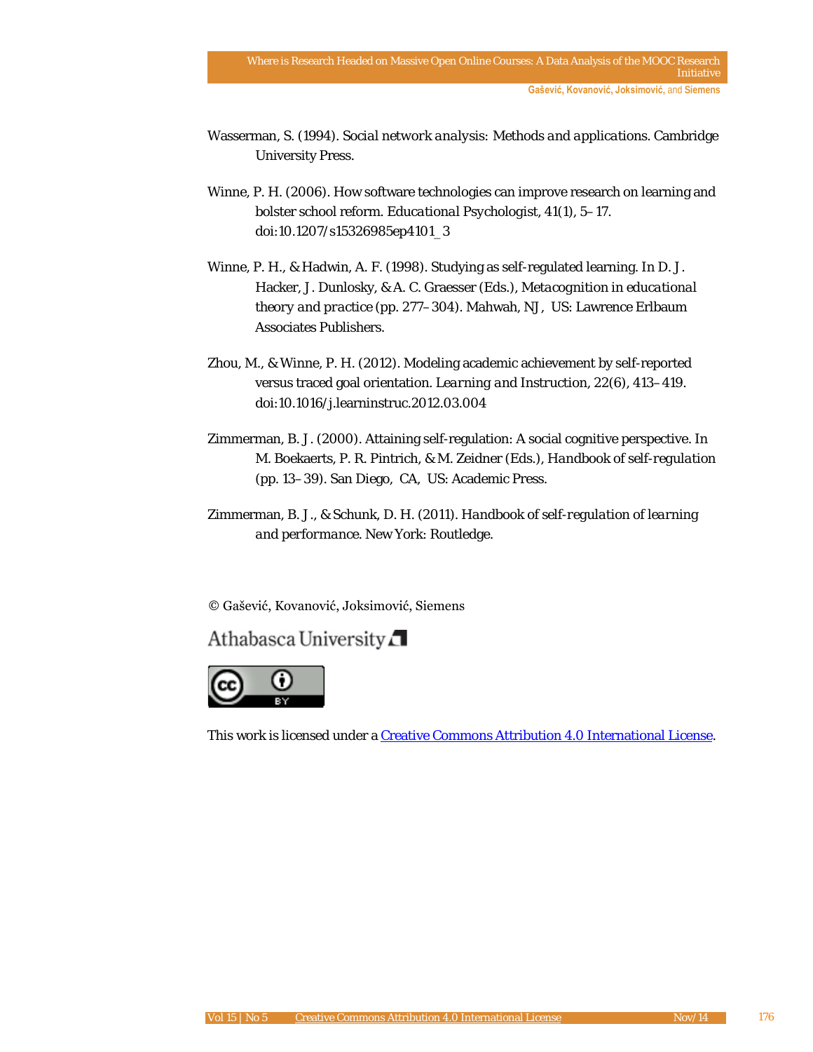Wasserman, S. (1994). *Social network analysis: Methods and applications*. Cambridge University Press.

Winne, P. H. (2006). How software technologies can improve research on learning and bolster school reform. *Educational Psychologist, 41*(1), 5–17. doi:10.1207/s15326985ep4101_3

Winne, P. H., & Hadwin, A. F. (1998). Studying as self-regulated learning. In D. J. Hacker, J. Dunlosky, & A. C. Graesser (Eds.), *Metacognition in educational theory and practice* (pp. 277–304). Mahwah, NJ, US: Lawrence Erlbaum Associates Publishers.

Zhou, M., & Winne, P. H. (2012). Modeling academic achievement by self-reported versus traced goal orientation. *Learning and Instruction, 22*(6), 413–419. doi:10.1016/j.learninstruc.2012.03.004

Zimmerman, B. J. (2000). Attaining self-regulation: A social cognitive perspective. In M. Boekaerts, P. R. Pintrich, & M. Zeidner (Eds.), *Handbook of self-regulation* (pp. 13–39). San Diego, CA, US: Academic Press.

Zimmerman, B. J., & Schunk, D. H. (2011). *Handbook of self-regulation of learning and performance*. New York: Routledge.

© Gašević, Kovanović, Joksimović, Siemens

Athabasca University

This work is licensed under a Creative Commons Attribution 4.0 International License.